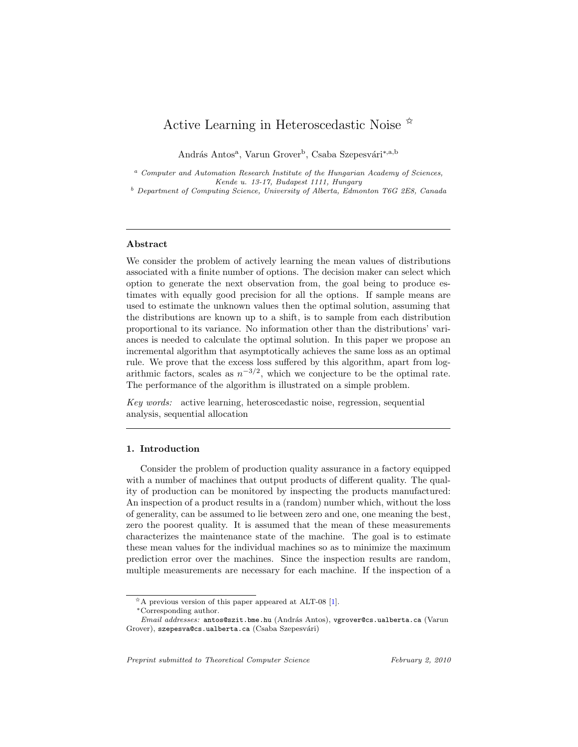# Active Learning in Heteroscedastic Noise ☆

András Antos[a], Varun Grover[b], Csaba Szepesvári[*,a,b]

[a] *Computer and Automation Research Institute of the Hungarian Academy of Sciences, Kende u. 13-17, Budapest 1111, Hungary*
[b] *Department of Computing Science, University of Alberta, Edmonton T6G 2E8, Canada*

---

## Abstract

We consider the problem of actively learning the mean values of distributions associated with a finite number of options. The decision maker can select which option to generate the next observation from, the goal being to produce estimates with equally good precision for all the options. If sample means are used to estimate the unknown values then the optimal solution, assuming that the distributions are known up to a shift, is to sample from each distribution proportional to its variance. No information other than the distributions' variances is needed to calculate the optimal solution. In this paper we propose an incremental algorithm that asymptotically achieves the same loss as an optimal rule. We prove that the excess loss suffered by this algorithm, apart from logarithmic factors, scales as $n^{-3/2}$, which we conjecture to be the optimal rate. The performance of the algorithm is illustrated on a simple problem.

*Key words:* active learning, heteroscedastic noise, regression, sequential analysis, sequential allocation

---

## 1. Introduction

Consider the problem of production quality assurance in a factory equipped with a number of machines that output products of different quality. The quality of production can be monitored by inspecting the products manufactured: An inspection of a product results in a (random) number which, without the loss of generality, can be assumed to lie between zero and one, one meaning the best, zero the poorest quality. It is assumed that the mean of these measurements characterizes the maintenance state of the machine. The goal is to estimate these mean values for the individual machines so as to minimize the maximum prediction error over the machines. Since the inspection results are random, multiple measurements are necessary for each machine. If the inspection of a

☆A previous version of this paper appeared at ALT-08 [1].
*Corresponding author.
*Email addresses:* antos@szit.bme.hu (András Antos), vgrover@cs.ualberta.ca (Varun Grover), szepesva@cs.ualberta.ca (Csaba Szepesvári)

*Preprint submitted to Theoretical Computer Science* *February 2, 2010*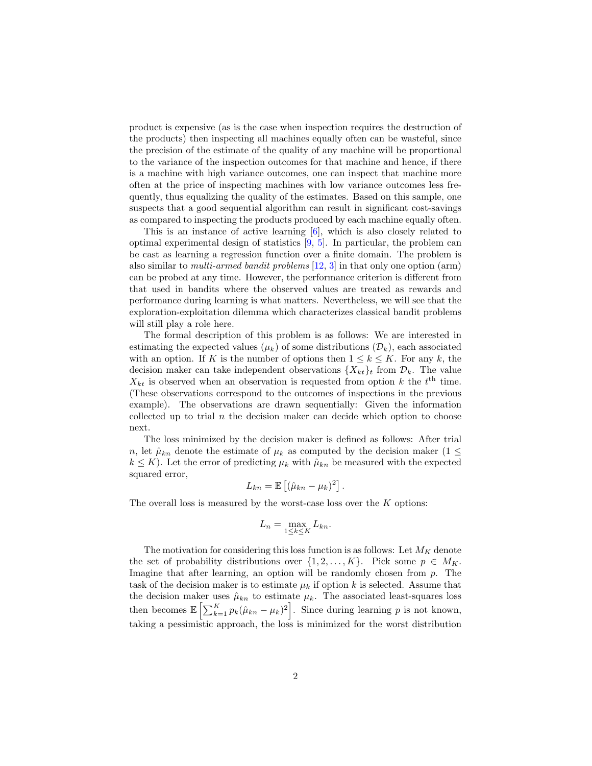product is expensive (as is the case when inspection requires the destruction of the products) then inspecting all machines equally often can be wasteful, since the precision of the estimate of the quality of any machine will be proportional to the variance of the inspection outcomes for that machine and hence, if there is a machine with high variance outcomes, one can inspect that machine more often at the price of inspecting machines with low variance outcomes less frequently, thus equalizing the quality of the estimates. Based on this sample, one suspects that a good sequential algorithm can result in significant cost-savings as compared to inspecting the products produced by each machine equally often.

This is an instance of active learning [6], which is also closely related to optimal experimental design of statistics [9, 5]. In particular, the problem can be cast as learning a regression function over a finite domain. The problem is also similar to *multi-armed bandit problems* [12, 3] in that only one option (arm) can be probed at any time. However, the performance criterion is different from that used in bandits where the observed values are treated as rewards and performance during learning is what matters. Nevertheless, we will see that the exploration-exploitation dilemma which characterizes classical bandit problems will still play a role here.

The formal description of this problem is as follows: We are interested in estimating the expected values ($\mu_k$) of some distributions ($\mathcal{D}_k$), each associated with an option. If $K$ is the number of options then $1 \leq k \leq K$. For any $k$, the decision maker can take independent observations $\{X_{kt}\}_t$ from $\mathcal{D}_k$. The value $X_{kt}$ is observed when an observation is requested from option $k$ the $t^{\text{th}}$ time. (These observations correspond to the outcomes of inspections in the previous example). The observations are drawn sequentially: Given the information collected up to trial $n$ the decision maker can decide which option to choose next.

The loss minimized by the decision maker is defined as follows: After trial $n$, let $\hat{\mu}_{kn}$ denote the estimate of $\mu_k$ as computed by the decision maker ($1 \leq k \leq K$). Let the error of predicting $\mu_k$ with $\hat{\mu}_{kn}$ be measured with the expected squared error,

$$L_{kn} = \mathbb{E}\left[(\hat{\mu}_{kn} - \mu_k)^2\right].$$

The overall loss is measured by the worst-case loss over the $K$ options:

$$L_n = \max_{1 \leq k \leq K} L_{kn}.$$

The motivation for considering this loss function is as follows: Let $M_K$ denote the set of probability distributions over $\{1, 2, \ldots, K\}$. Pick some $p \in M_K$. Imagine that after learning, an option will be randomly chosen from $p$. The task of the decision maker is to estimate $\mu_k$ if option $k$ is selected. Assume that the decision maker uses $\hat{\mu}_{kn}$ to estimate $\mu_k$. The associated least-squares loss then becomes $\mathbb{E}\left[\sum_{k=1}^{K} p_k (\hat{\mu}_{kn} - \mu_k)^2\right]$. Since during learning $p$ is not known, taking a pessimistic approach, the loss is minimized for the worst distribution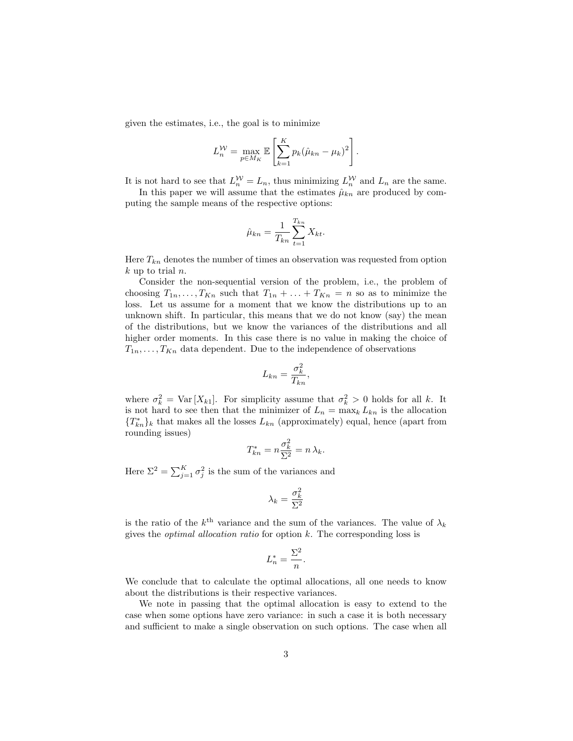given the estimates, i.e., the goal is to minimize

$$L_n^{\mathcal{W}} = \max_{p \in M_K} \mathbb{E}\left[\sum_{k=1}^{K} p_k (\hat{\mu}_{kn} - \mu_k)^2\right].$$

It is not hard to see that $L_n^{\mathcal{W}} = L_n$, thus minimizing $L_n^{\mathcal{W}}$ and $L_n$ are the same.

In this paper we will assume that the estimates $\hat{\mu}_{kn}$ are produced by computing the sample means of the respective options:

$$\hat{\mu}_{kn} = \frac{1}{T_{kn}} \sum_{t=1}^{T_{kn}} X_{kt}.$$

Here $T_{kn}$ denotes the number of times an observation was requested from option $k$ up to trial $n$.

Consider the non-sequential version of the problem, i.e., the problem of choosing $T_{1n}, \ldots, T_{Kn}$ such that $T_{1n} + \ldots + T_{Kn} = n$ so as to minimize the loss. Let us assume for a moment that we know the distributions up to an unknown shift. In particular, this means that we do not know (say) the mean of the distributions, but we know the variances of the distributions and all higher order moments. In this case there is no value in making the choice of $T_{1n}, \ldots, T_{Kn}$ data dependent. Due to the independence of observations

$$L_{kn} = \frac{\sigma_k^2}{T_{kn}},$$

where $\sigma_k^2 = \mathrm{Var}\left[X_{k1}\right]$. For simplicity assume that $\sigma_k^2 > 0$ holds for all $k$. It is not hard to see then that the minimizer of $L_n = \max_k L_{kn}$ is the allocation $\{T_{kn}^*\}_k$ that makes all the losses $L_{kn}$ (approximately) equal, hence (apart from rounding issues)

$$T_{kn}^* = n \frac{\sigma_k^2}{\Sigma^2} = n\, \lambda_k.$$

Here $\Sigma^2 = \sum_{j=1}^{K} \sigma_j^2$ is the sum of the variances and

$$\lambda_k = \frac{\sigma_k^2}{\Sigma^2}$$

is the ratio of the $k^{\text{th}}$ variance and the sum of the variances. The value of $\lambda_k$ gives the *optimal allocation ratio* for option $k$. The corresponding loss is

$$L_n^* = \frac{\Sigma^2}{n}.$$

We conclude that to calculate the optimal allocations, all one needs to know about the distributions is their respective variances.

We note in passing that the optimal allocation is easy to extend to the case when some options have zero variance: in such a case it is both necessary and sufficient to make a single observation on such options. The case when all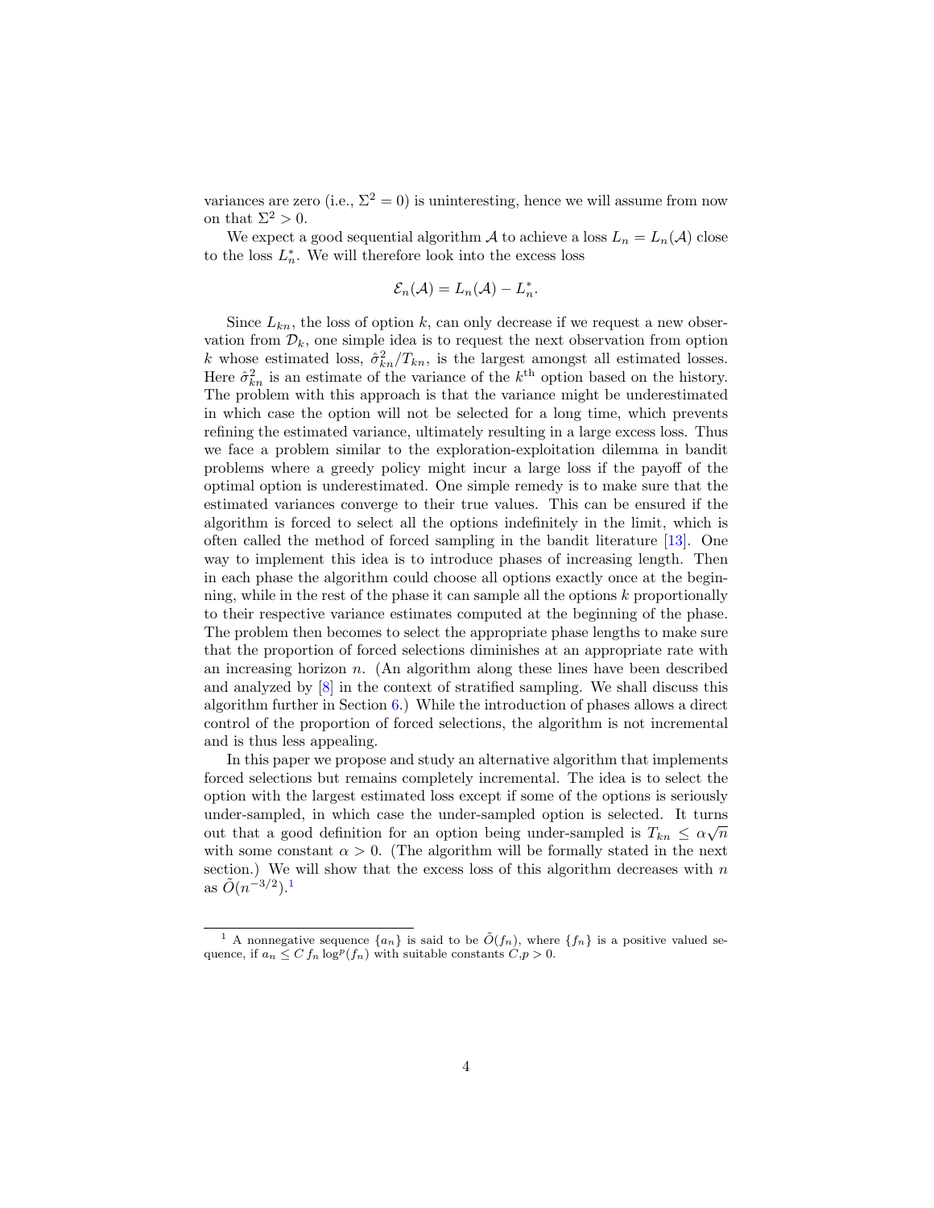variances are zero (i.e., $\Sigma^2 = 0$) is uninteresting, hence we will assume from now on that $\Sigma^2 > 0$.

We expect a good sequential algorithm $\mathcal{A}$ to achieve a loss $L_n = L_n(\mathcal{A})$ close to the loss $L_n^*$. We will therefore look into the excess loss

$$\mathcal{E}_n(\mathcal{A}) = L_n(\mathcal{A}) - L_n^*.$$

Since $L_{kn}$, the loss of option $k$, can only decrease if we request a new observation from $\mathcal{D}_k$, one simple idea is to request the next observation from option $k$ whose estimated loss, $\hat{\sigma}_{kn}^2/T_{kn}$, is the largest amongst all estimated losses. Here $\hat{\sigma}_{kn}^2$ is an estimate of the variance of the $k^{\text{th}}$ option based on the history. The problem with this approach is that the variance might be underestimated in which case the option will not be selected for a long time, which prevents refining the estimated variance, ultimately resulting in a large excess loss. Thus we face a problem similar to the exploration-exploitation dilemma in bandit problems where a greedy policy might incur a large loss if the payoff of the optimal option is underestimated. One simple remedy is to make sure that the estimated variances converge to their true values. This can be ensured if the algorithm is forced to select all the options indefinitely in the limit, which is often called the method of forced sampling in the bandit literature [13]. One way to implement this idea is to introduce phases of increasing length. Then in each phase the algorithm could choose all options exactly once at the beginning, while in the rest of the phase it can sample all the options $k$ proportionally to their respective variance estimates computed at the beginning of the phase. The problem then becomes to select the appropriate phase lengths to make sure that the proportion of forced selections diminishes at an appropriate rate with an increasing horizon $n$. (An algorithm along these lines have been described and analyzed by [8] in the context of stratified sampling. We shall discuss this algorithm further in Section 6.) While the introduction of phases allows a direct control of the proportion of forced selections, the algorithm is not incremental and is thus less appealing.

In this paper we propose and study an alternative algorithm that implements forced selections but remains completely incremental. The idea is to select the option with the largest estimated loss except if some of the options is seriously under-sampled, in which case the under-sampled option is selected. It turns out that a good definition for an option being under-sampled is $T_{kn} \leq \alpha\sqrt{n}$ with some constant $\alpha > 0$. (The algorithm will be formally stated in the next section.) We will show that the excess loss of this algorithm decreases with $n$ as $\tilde{O}(n^{-3/2})$.[1]

[1] A nonnegative sequence $\{a_n\}$ is said to be $\tilde{O}(f_n)$, where $\{f_n\}$ is a positive valued sequence, if $a_n \leq C\, f_n \log^p(f_n)$ with suitable constants $C, p > 0$.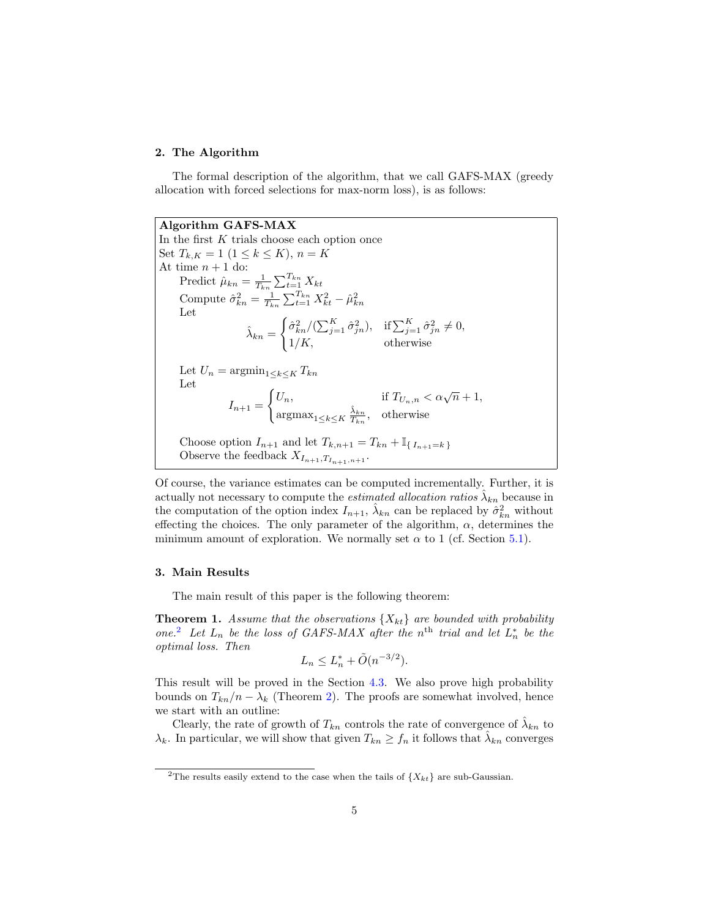## 2. The Algorithm

The formal description of the algorithm, that we call GAFS-MAX (greedy allocation with forced selections for max-norm loss), is as follows:

**Algorithm GAFS-MAX**
In the first $K$ trials choose each option once
Set $T_{k,K} = 1$ $(1 \le k \le K)$, $n = K$
At time $n+1$ do:

Predict $\hat{\mu}_{kn} = \frac{1}{T_{kn}} \sum_{t=1}^{T_{kn}} X_{kt}$

Compute $\hat{\sigma}_{kn}^2 = \frac{1}{T_{kn}} \sum_{t=1}^{T_{kn}} X_{kt}^2 - \hat{\mu}_{kn}^2$

Let

$$\hat{\lambda}_{kn} = \begin{cases} \hat{\sigma}_{kn}^2 / (\sum_{j=1}^K \hat{\sigma}_{jn}^2), & \text{if} \sum_{j=1}^K \hat{\sigma}_{jn}^2 \neq 0, \\ 1/K, & \text{otherwise} \end{cases}$$

Let $U_n = \operatorname{argmin}_{1 \le k \le K} T_{kn}$
Let

$$I_{n+1} = \begin{cases} U_n, & \text{if } T_{U_n,n} < \alpha\sqrt{n} + 1, \\ \operatorname{argmax}_{1 \le k \le K} \frac{\hat{\lambda}_{kn}}{T_{kn}}, & \text{otherwise} \end{cases}$$

Choose option $I_{n+1}$ and let $T_{k,n+1} = T_{kn} + \mathbb{I}_{\{ I_{n+1} = k \}}$
Observe the feedback $X_{I_{n+1}, T_{I_{n+1},n+1}}$.

Of course, the variance estimates can be computed incrementally. Further, it is actually not necessary to compute the *estimated allocation ratios* $\hat{\lambda}_{kn}$ because in the computation of the option index $I_{n+1}$, $\hat{\lambda}_{kn}$ can be replaced by $\hat{\sigma}_{kn}^2$ without effecting the choices. The only parameter of the algorithm, $\alpha$, determines the minimum amount of exploration. We normally set $\alpha$ to 1 (cf. Section 5.1).

## 3. Main Results

The main result of this paper is the following theorem:

**Theorem 1.** *Assume that the observations $\{X_{kt}\}$ are bounded with probability one.*[2] *Let $L_n$ be the loss of GAFS-MAX after the $n^{\text{th}}$ trial and let $L_n^*$ be the optimal loss. Then*

$$L_n \le L_n^* + \tilde{O}(n^{-3/2}).$$

This result will be proved in the Section 4.3. We also prove high probability bounds on $T_{kn}/n - \lambda_k$ (Theorem 2). The proofs are somewhat involved, hence we start with an outline:

Clearly, the rate of growth of $T_{kn}$ controls the rate of convergence of $\hat{\lambda}_{kn}$ to $\lambda_k$. In particular, we will show that given $T_{kn} \ge f_n$ it follows that $\hat{\lambda}_{kn}$ converges

[2] The results easily extend to the case when the tails of $\{X_{kt}\}$ are sub-Gaussian.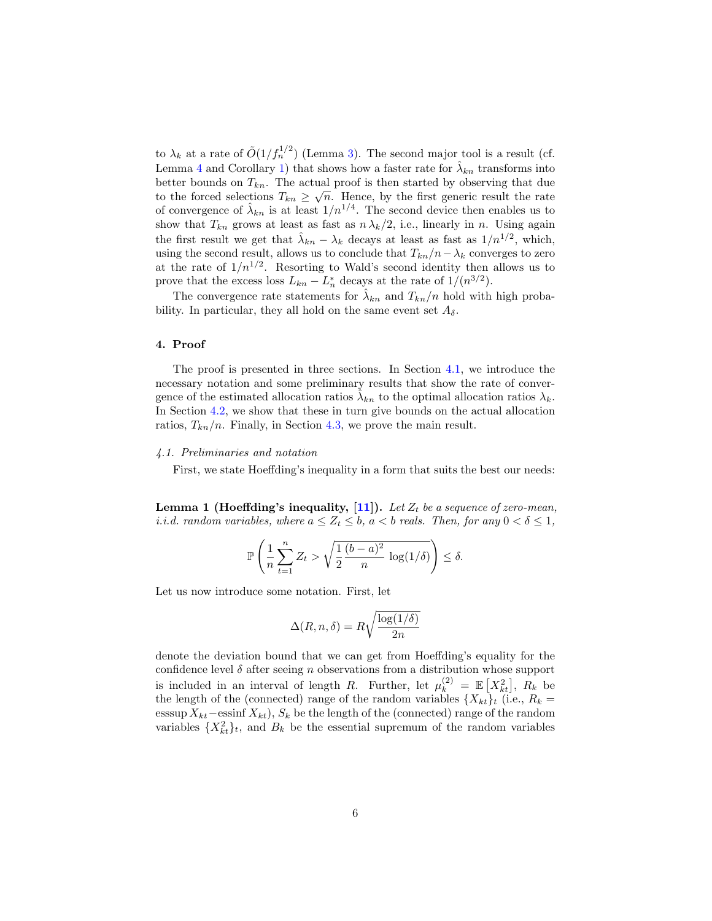to $\lambda_k$ at a rate of $\tilde{O}(1/f_n^{1/2})$ (Lemma 3). The second major tool is a result (cf. Lemma 4 and Corollary 1) that shows how a faster rate for $\hat{\lambda}_{kn}$ transforms into better bounds on $T_{kn}$. The actual proof is then started by observing that due to the forced selections $T_{kn} \geq \sqrt{n}$. Hence, by the first generic result the rate of convergence of $\hat{\lambda}_{kn}$ is at least $1/n^{1/4}$. The second device then enables us to show that $T_{kn}$ grows at least as fast as $n\,\lambda_k/2$, i.e., linearly in $n$. Using again the first result we get that $\hat{\lambda}_{kn} - \lambda_k$ decays at least as fast as $1/n^{1/2}$, which, using the second result, allows us to conclude that $T_{kn}/n - \lambda_k$ converges to zero at the rate of $1/n^{1/2}$. Resorting to Wald's second identity then allows us to prove that the excess loss $L_{kn} - L_n^*$ decays at the rate of $1/(n^{3/2})$.

The convergence rate statements for $\hat{\lambda}_{kn}$ and $T_{kn}/n$ hold with high probability. In particular, they all hold on the same event set $A_\delta$.

## 4. Proof

The proof is presented in three sections. In Section 4.1, we introduce the necessary notation and some preliminary results that show the rate of convergence of the estimated allocation ratios $\hat{\lambda}_{kn}$ to the optimal allocation ratios $\lambda_k$. In Section 4.2, we show that these in turn give bounds on the actual allocation ratios, $T_{kn}/n$. Finally, in Section 4.3, we prove the main result.

### *4.1. Preliminaries and notation*

First, we state Hoeffding's inequality in a form that suits the best our needs:

**Lemma 1 (Hoeffding's inequality, [11]).** *Let $Z_t$ be a sequence of zero-mean, i.i.d. random variables, where $a \leq Z_t \leq b$, $a < b$ reals. Then, for any $0 < \delta \leq 1$,*

$$\mathbb{P}\left( \frac{1}{n}\sum_{t=1}^{n} Z_t > \sqrt{\frac{1}{2}\frac{(b-a)^2}{n}\,\log(1/\delta)} \right) \leq \delta.$$

Let us now introduce some notation. First, let

$$\Delta(R, n, \delta) = R\sqrt{\frac{\log(1/\delta)}{2n}}$$

denote the deviation bound that we can get from Hoeffding's equality for the confidence level $\delta$ after seeing $n$ observations from a distribution whose support is included in an interval of length $R$. Further, let $\mu_k^{(2)} = \mathbb{E}\left[X_{kt}^2\right]$, $R_k$ be the length of the (connected) range of the random variables $\{X_{kt}\}_t$ (i.e., $R_k = \operatorname{esssup} X_{kt} - \operatorname{essinf} X_{kt}$), $S_k$ be the length of the (connected) range of the random variables $\{X_{kt}^2\}_t$, and $B_k$ be the essential supremum of the random variables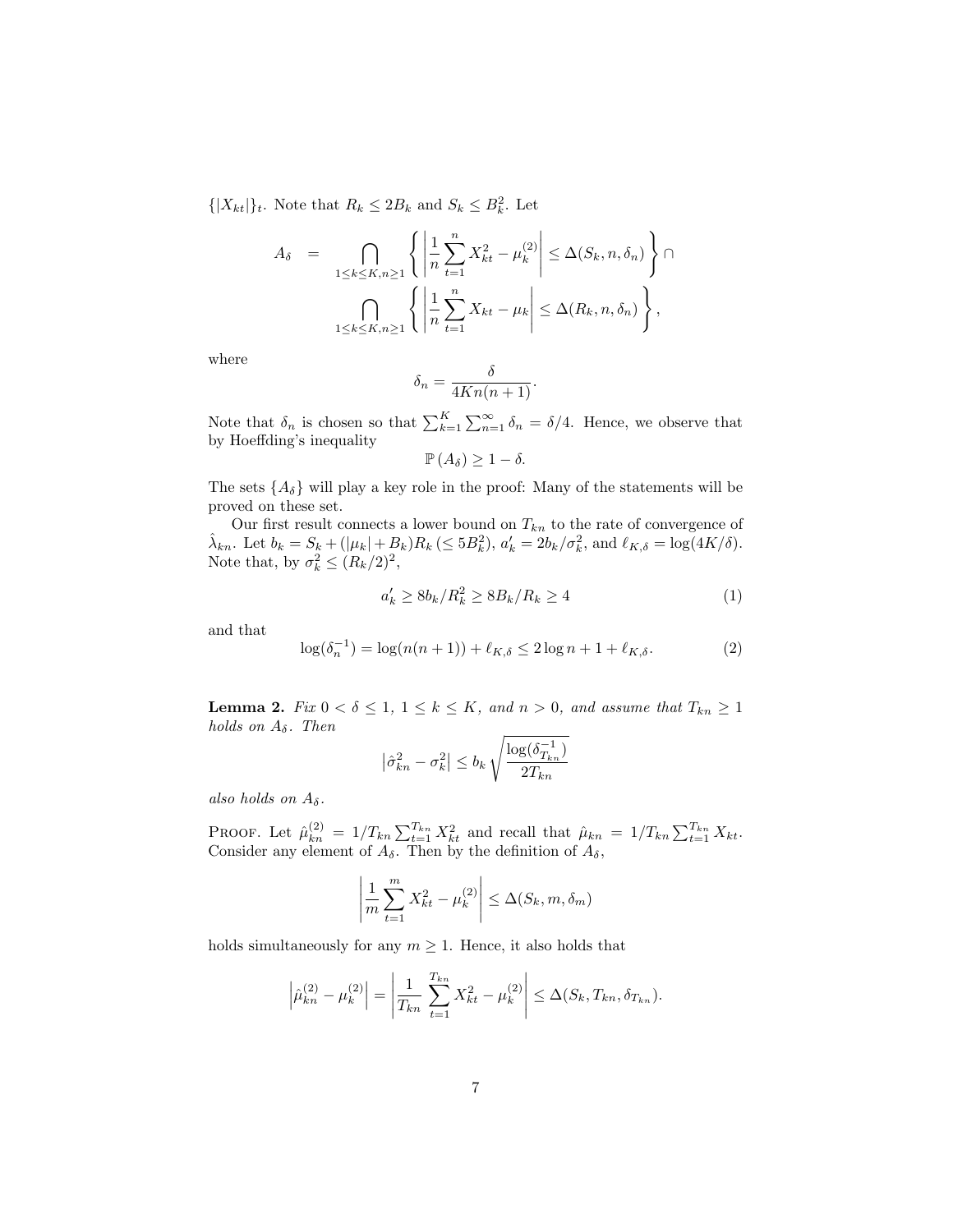$\{|X_{kt}|\}_t$. Note that $R_k \le 2B_k$ and $S_k \le B_k^2$. Let

$$
\begin{aligned}
A_\delta &= \bigcap_{1\le k\le K, n\ge 1} \left\{ \left| \frac{1}{n}\sum_{t=1}^{n} X_{kt}^2 - \mu_k^{(2)} \right| \le \Delta(S_k, n, \delta_n) \right\} \cap \\
&\quad \bigcap_{1\le k\le K, n\ge 1} \left\{ \left| \frac{1}{n}\sum_{t=1}^{n} X_{kt} - \mu_k \right| \le \Delta(R_k, n, \delta_n) \right\},
\end{aligned}
$$

where

$$
\delta_n = \frac{\delta}{4Kn(n+1)}.
$$

Note that $\delta_n$ is chosen so that $\sum_{k=1}^{K}\sum_{n=1}^{\infty}\delta_n = \delta/4$. Hence, we observe that by Hoeffding's inequality

$$
\mathbb{P}\left(A_\delta\right) \ge 1-\delta.
$$

The sets $\{A_\delta\}$ will play a key role in the proof: Many of the statements will be proved on these set.

Our first result connects a lower bound on $T_{kn}$ to the rate of convergence of $\hat{\lambda}_{kn}$. Let $b_k = S_k + (|\mu_k| + B_k)R_k$ $(\le 5B_k^2)$, $a'_k = 2b_k/\sigma_k^2$, and $\ell_{K,\delta} = \log(4K/\delta)$. Note that, by $\sigma_k^2 \le (R_k/2)^2$,

$$
a'_k \ge 8b_k/R_k^2 \ge 8B_k/R_k \ge 4 \tag{1}
$$

and that

$$
\log(\delta_n^{-1}) = \log(n(n+1)) + \ell_{K,\delta} \le 2\log n + 1 + \ell_{K,\delta}. \tag{2}
$$

**Lemma 2.** *Fix $0 < \delta \le 1$, $1 \le k \le K$, and $n > 0$, and assume that $T_{kn} \ge 1$ holds on $A_\delta$. Then*

$$
\left|\hat{\sigma}_{kn}^2 - \sigma_k^2\right| \le b_k \sqrt{\frac{\log(\delta_{T_{kn}}^{-1})}{2T_{kn}}}
$$

*also holds on $A_\delta$.*

Proof. Let $\hat{\mu}_{kn}^{(2)} = 1/T_{kn}\sum_{t=1}^{T_{kn}} X_{kt}^2$ and recall that $\hat{\mu}_{kn} = 1/T_{kn}\sum_{t=1}^{T_{kn}} X_{kt}$. Consider any element of $A_\delta$. Then by the definition of $A_\delta$,

$$
\left| \frac{1}{m}\sum_{t=1}^{m} X_{kt}^2 - \mu_k^{(2)} \right| \le \Delta(S_k, m, \delta_m)
$$

holds simultaneously for any $m \ge 1$. Hence, it also holds that

$$
\left| \hat{\mu}_{kn}^{(2)} - \mu_k^{(2)} \right| = \left| \frac{1}{T_{kn}}\sum_{t=1}^{T_{kn}} X_{kt}^2 - \mu_k^{(2)} \right| \le \Delta(S_k, T_{kn}, \delta_{T_{kn}}).
$$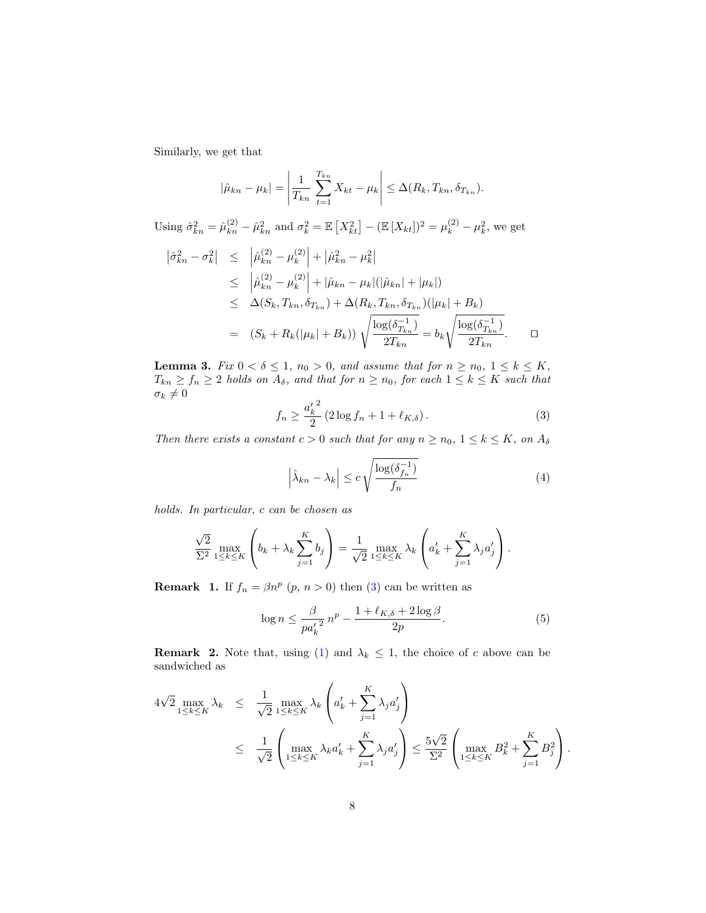Similarly, we get that

$$|\hat{\mu}_{kn} - \mu_k| = \left| \frac{1}{T_{kn}} \sum_{t=1}^{T_{kn}} X_{kt} - \mu_k \right| \leq \Delta(R_k, T_{kn}, \delta_{T_{kn}}).$$

Using $\hat{\sigma}_{kn}^2 = \hat{\mu}_{kn}^{(2)} - \hat{\mu}_{kn}^2$ and $\sigma_k^2 = \mathbb{E}\left[X_{kt}^2\right] - (\mathbb{E}\left[X_{kt}\right])^2 = \mu_k^{(2)} - \mu_k^2$, we get

$$\begin{aligned}
\left|\hat{\sigma}_{kn}^2 - \sigma_k^2\right| &\leq \left|\hat{\mu}_{kn}^{(2)} - \mu_k^{(2)}\right| + \left|\hat{\mu}_{kn}^2 - \mu_k^2\right| \\
&\leq \left|\hat{\mu}_{kn}^{(2)} - \mu_k^{(2)}\right| + |\hat{\mu}_{kn} - \mu_k|(|\hat{\mu}_{kn}| + |\mu_k|) \\
&\leq \Delta(S_k, T_{kn}, \delta_{T_{kn}}) + \Delta(R_k, T_{kn}, \delta_{T_{kn}})(|\mu_k| + B_k) \\
&= (S_k + R_k(|\mu_k| + B_k)) \sqrt{\frac{\log(\delta_{T_{kn}}^{-1})}{2T_{kn}}} = b_k \sqrt{\frac{\log(\delta_{T_{kn}}^{-1})}{2T_{kn}}}. \qquad \square
\end{aligned}$$

**Lemma 3.** *Fix $0 < \delta \leq 1$, $n_0 > 0$, and assume that for $n \geq n_0$, $1 \leq k \leq K$, $T_{kn} \geq f_n \geq 2$ holds on $A_\delta$, and that for $n \geq n_0$, for each $1 \leq k \leq K$ such that $\sigma_k \neq 0$*

$$f_n \geq \frac{{a'_k}^2}{2}\left(2\log f_n + 1 + \ell_{K,\delta}\right). \tag{3}$$

*Then there exists a constant $c > 0$ such that for any $n \geq n_0$, $1 \leq k \leq K$, on $A_\delta$*

$$\left|\hat{\lambda}_{kn} - \lambda_k\right| \leq c\sqrt{\frac{\log(\delta_{f_n}^{-1})}{f_n}} \tag{4}$$

*holds. In particular, $c$ can be chosen as*

$$\frac{\sqrt{2}}{\Sigma^2} \max_{1\leq k\leq K} \left(b_k + \lambda_k \sum_{j=1}^K b_j\right) = \frac{1}{\sqrt{2}} \max_{1\leq k\leq K} \lambda_k \left(a'_k + \sum_{j=1}^K \lambda_j a'_j\right).$$

**Remark 1.** If $f_n = \beta n^p$ ($p$, $n > 0$) then (3) can be written as

$$\log n \leq \frac{\beta}{p{a'_k}^2}\, n^p - \frac{1 + \ell_{K,\delta} + 2\log\beta}{2p}. \tag{5}$$

**Remark 2.** Note that, using (1) and $\lambda_k \leq 1$, the choice of $c$ above can be sandwiched as

$$\begin{aligned}
4\sqrt{2}\max_{1\leq k\leq K} \lambda_k &\leq \frac{1}{\sqrt{2}} \max_{1\leq k\leq K} \lambda_k \left(a'_k + \sum_{j=1}^K \lambda_j a'_j\right) \\
&\leq \frac{1}{\sqrt{2}} \left(\max_{1\leq k\leq K} \lambda_k a'_k + \sum_{j=1}^K \lambda_j a'_j\right) \leq \frac{5\sqrt{2}}{\Sigma^2}\left(\max_{1\leq k\leq K} B_k^2 + \sum_{j=1}^K B_j^2\right).
\end{aligned}$$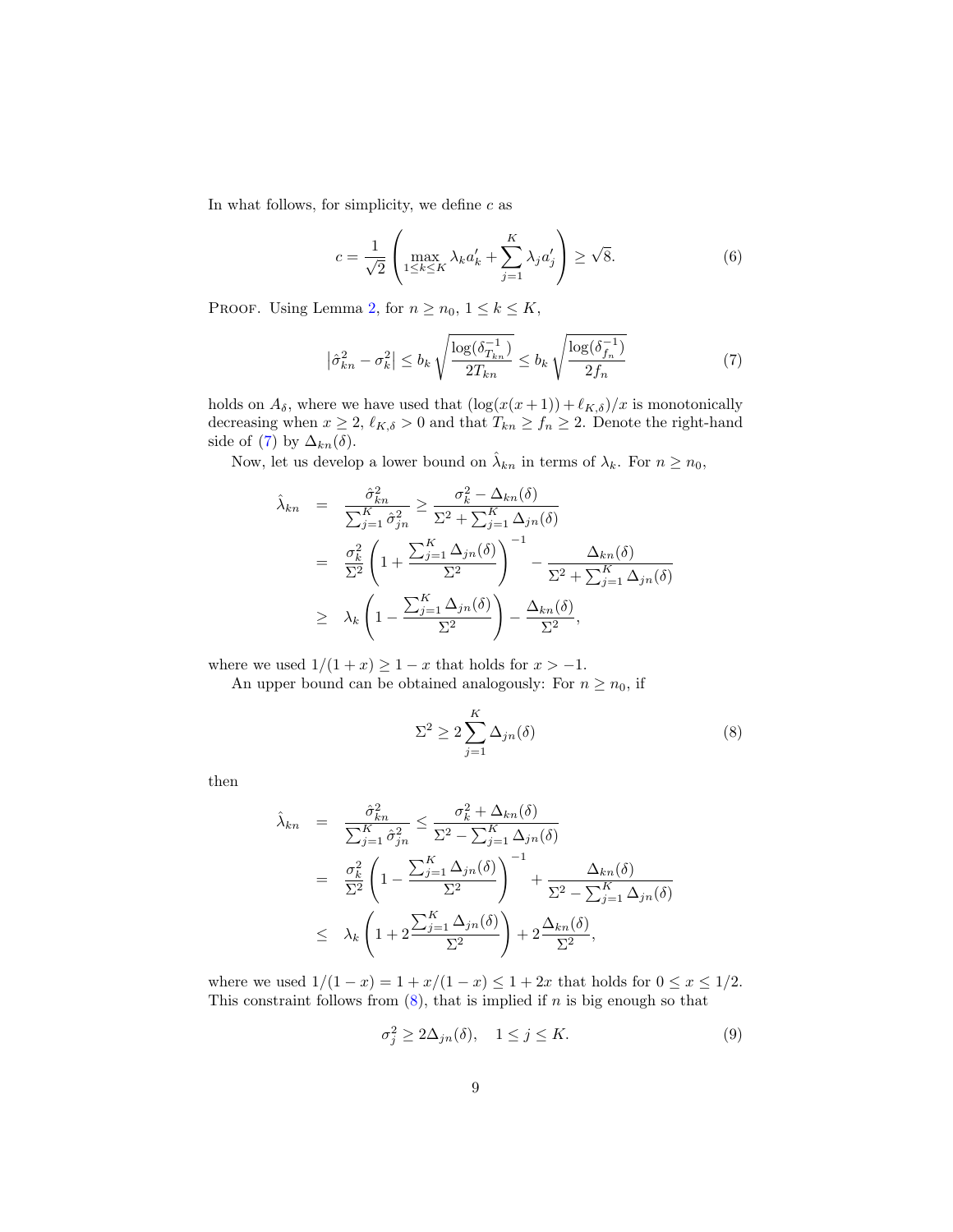In what follows, for simplicity, we define $c$ as

$$
c = \frac{1}{\sqrt{2}} \left( \max_{1 \le k \le K} \lambda_k a'_k + \sum_{j=1}^{K} \lambda_j a'_j \right) \ge \sqrt{8}. \tag{6}
$$

PROOF. Using Lemma 2, for $n \ge n_0$, $1 \le k \le K$,

$$
\left| \hat{\sigma}_{kn}^2 - \sigma_k^2 \right| \le b_k \sqrt{\frac{\log(\delta_{T_{kn}}^{-1})}{2T_{kn}}} \le b_k \sqrt{\frac{\log(\delta_{f_n}^{-1})}{2f_n}} \tag{7}
$$

holds on $A_\delta$, where we have used that $(\log(x(x+1)) + \ell_{K,\delta})/x$ is monotonically decreasing when $x \ge 2$, $\ell_{K,\delta} > 0$ and that $T_{kn} \ge f_n \ge 2$. Denote the right-hand side of (7) by $\Delta_{kn}(\delta)$.

Now, let us develop a lower bound on $\hat{\lambda}_{kn}$ in terms of $\lambda_k$. For $n \ge n_0$,

$$
\begin{aligned}
\hat{\lambda}_{kn} &= \frac{\hat{\sigma}_{kn}^2}{\sum_{j=1}^{K} \hat{\sigma}_{jn}^2} \ge \frac{\sigma_k^2 - \Delta_{kn}(\delta)}{\Sigma^2 + \sum_{j=1}^{K} \Delta_{jn}(\delta)} \\
&= \frac{\sigma_k^2}{\Sigma^2} \left( 1 + \frac{\sum_{j=1}^{K} \Delta_{jn}(\delta)}{\Sigma^2} \right)^{-1} - \frac{\Delta_{kn}(\delta)}{\Sigma^2 + \sum_{j=1}^{K} \Delta_{jn}(\delta)} \\
&\ge \lambda_k \left( 1 - \frac{\sum_{j=1}^{K} \Delta_{jn}(\delta)}{\Sigma^2} \right) - \frac{\Delta_{kn}(\delta)}{\Sigma^2},
\end{aligned}
$$

where we used $1/(1+x) \ge 1 - x$ that holds for $x > -1$.

An upper bound can be obtained analogously: For $n \ge n_0$, if

$$
\Sigma^2 \ge 2 \sum_{j=1}^{K} \Delta_{jn}(\delta) \tag{8}
$$

then

$$
\begin{aligned}
\hat{\lambda}_{kn} &= \frac{\hat{\sigma}_{kn}^2}{\sum_{j=1}^{K} \hat{\sigma}_{jn}^2} \le \frac{\sigma_k^2 + \Delta_{kn}(\delta)}{\Sigma^2 - \sum_{j=1}^{K} \Delta_{jn}(\delta)} \\
&= \frac{\sigma_k^2}{\Sigma^2} \left( 1 - \frac{\sum_{j=1}^{K} \Delta_{jn}(\delta)}{\Sigma^2} \right)^{-1} + \frac{\Delta_{kn}(\delta)}{\Sigma^2 - \sum_{j=1}^{K} \Delta_{jn}(\delta)} \\
&\le \lambda_k \left( 1 + 2 \frac{\sum_{j=1}^{K} \Delta_{jn}(\delta)}{\Sigma^2} \right) + 2 \frac{\Delta_{kn}(\delta)}{\Sigma^2},
\end{aligned}
$$

where we used $1/(1-x) = 1 + x/(1-x) \le 1 + 2x$ that holds for $0 \le x \le 1/2$. This constraint follows from (8), that is implied if $n$ is big enough so that

$$
\sigma_j^2 \ge 2 \Delta_{jn}(\delta), \quad 1 \le j \le K. \tag{9}
$$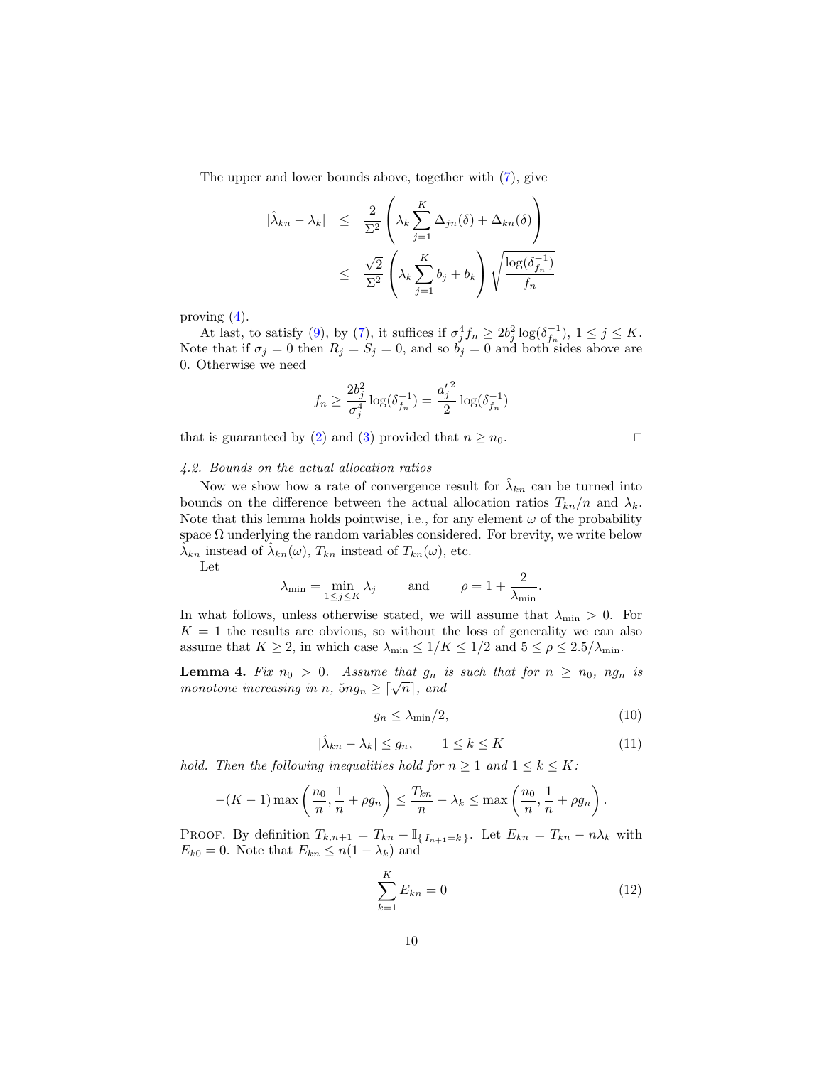The upper and lower bounds above, together with (7), give

$$
\begin{aligned}
|\hat{\lambda}_{kn} - \lambda_k| &\leq \frac{2}{\Sigma^2}\left(\lambda_k \sum_{j=1}^{K} \Delta_{jn}(\delta) + \Delta_{kn}(\delta)\right) \\
&\leq \frac{\sqrt{2}}{\Sigma^2}\left(\lambda_k \sum_{j=1}^{K} b_j + b_k\right)\sqrt{\frac{\log(\delta_{f_n}^{-1})}{f_n}}
\end{aligned}
$$

proving (4).

At last, to satisfy (9), by (7), it suffices if $\sigma_j^4 f_n \geq 2b_j^2 \log(\delta_{f_n}^{-1})$, $1 \leq j \leq K$. Note that if $\sigma_j = 0$ then $R_j = S_j = 0$, and so $b_j = 0$ and both sides above are 0. Otherwise we need

$$
f_n \geq \frac{2b_j^2}{\sigma_j^4}\log(\delta_{f_n}^{-1}) = \frac{{a'_j}^2}{2}\log(\delta_{f_n}^{-1})
$$

that is guaranteed by (2) and (3) provided that $n \geq n_0$. $\square$

### 4.2. Bounds on the actual allocation ratios

Now we show how a rate of convergence result for $\hat{\lambda}_{kn}$ can be turned into bounds on the difference between the actual allocation ratios $T_{kn}/n$ and $\lambda_k$. Note that this lemma holds pointwise, i.e., for any element $\omega$ of the probability space $\Omega$ underlying the random variables considered. For brevity, we write below $\hat{\lambda}_{kn}$ instead of $\hat{\lambda}_{kn}(\omega)$, $T_{kn}$ instead of $T_{kn}(\omega)$, etc.

Let

$$
\lambda_{\min} = \min_{1\leq j\leq K} \lambda_j \qquad \text{and} \qquad \rho = 1 + \frac{2}{\lambda_{\min}}.
$$

In what follows, unless otherwise stated, we will assume that $\lambda_{\min} > 0$. For $K = 1$ the results are obvious, so without the loss of generality we can also assume that $K \geq 2$, in which case $\lambda_{\min} \leq 1/K \leq 1/2$ and $5 \leq \rho \leq 2.5/\lambda_{\min}$.

**Lemma 4.** *Fix $n_0 > 0$. Assume that $g_n$ is such that for $n \geq n_0$, $ng_n$ is monotone increasing in $n$, $5ng_n \geq \lceil \sqrt{n} \rceil$, and*

$$
g_n \leq \lambda_{\min}/2, \tag{10}
$$

$$
|\hat{\lambda}_{kn} - \lambda_k| \leq g_n, \qquad 1 \leq k \leq K \tag{11}
$$

*hold. Then the following inequalities hold for $n \geq 1$ and $1 \leq k \leq K$:*

$$
-(K-1)\max\left(\frac{n_0}{n}, \frac{1}{n} + \rho g_n\right) \leq \frac{T_{kn}}{n} - \lambda_k \leq \max\left(\frac{n_0}{n}, \frac{1}{n} + \rho g_n\right).
$$

Proof. By definition $T_{k,n+1} = T_{kn} + \mathbb{I}_{\{I_{n+1}=k\}}$. Let $E_{kn} = T_{kn} - n\lambda_k$ with $E_{k0} = 0$. Note that $E_{kn} \leq n(1-\lambda_k)$ and

$$
\sum_{k=1}^{K} E_{kn} = 0 \tag{12}
$$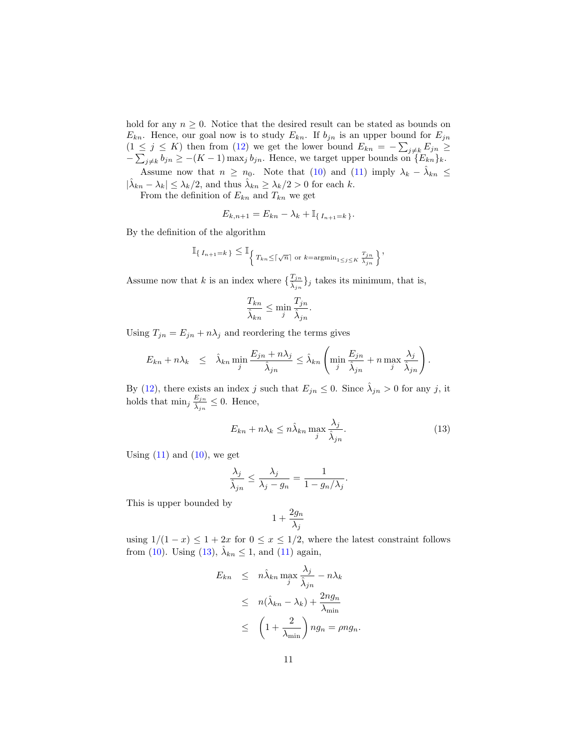hold for any $n \geq 0$. Notice that the desired result can be stated as bounds on $E_{kn}$. Hence, our goal now is to study $E_{kn}$. If $b_{jn}$ is an upper bound for $E_{jn}$ ($1 \leq j \leq K$) then from (12) we get the lower bound $E_{kn} = -\sum_{j \neq k} E_{jn} \geq -\sum_{j \neq k} b_{jn} \geq -(K-1) \max_j b_{jn}$. Hence, we target upper bounds on $\{E_{kn}\}_k$.

Assume now that $n \geq n_0$. Note that (10) and (11) imply $\lambda_k - \hat{\lambda}_{kn} \leq |\hat{\lambda}_{kn} - \lambda_k| \leq \lambda_k/2$, and thus $\hat{\lambda}_{kn} \geq \lambda_k/2 > 0$ for each $k$.

From the definition of $E_{kn}$ and $T_{kn}$ we get

$$E_{k,n+1} = E_{kn} - \lambda_k + \mathbb{I}_{\{\, I_{n+1} = k\,\}}.$$

By the definition of the algorithm

$$\mathbb{I}_{\{\, I_{n+1}=k\,\}} \leq \mathbb{I}_{\left\{\, T_{kn} \leq \lceil \sqrt{n} \rceil \text{ or } k = \operatorname{argmin}_{1 \leq j \leq K} \frac{T_{jn}}{\hat{\lambda}_{jn}} \,\right\}},$$

Assume now that $k$ is an index where $\{\frac{T_{jn}}{\hat{\lambda}_{jn}}\}_j$ takes its minimum, that is,

$$\frac{T_{kn}}{\hat{\lambda}_{kn}} \leq \min_j \frac{T_{jn}}{\hat{\lambda}_{jn}}.$$

Using $T_{jn} = E_{jn} + n\lambda_j$ and reordering the terms gives

$$E_{kn} + n\lambda_k \quad \leq \quad \hat{\lambda}_{kn} \min_j \frac{E_{jn} + n\lambda_j}{\hat{\lambda}_{jn}} \leq \hat{\lambda}_{kn} \left( \min_j \frac{E_{jn}}{\hat{\lambda}_{jn}} + n \max_j \frac{\lambda_j}{\hat{\lambda}_{jn}} \right).$$

By (12), there exists an index $j$ such that $E_{jn} \leq 0$. Since $\hat{\lambda}_{jn} > 0$ for any $j$, it holds that $\min_j \frac{E_{jn}}{\hat{\lambda}_{jn}} \leq 0$. Hence,

$$E_{kn} + n\lambda_k \leq n\hat{\lambda}_{kn} \max_j \frac{\lambda_j}{\hat{\lambda}_{jn}}. \tag{13}$$

Using (11) and (10), we get

$$\frac{\lambda_j}{\hat{\lambda}_{jn}} \leq \frac{\lambda_j}{\lambda_j - g_n} = \frac{1}{1 - g_n/\lambda_j}.$$

This is upper bounded by

$$1 + \frac{2g_n}{\lambda_j}$$

using $1/(1-x) \leq 1 + 2x$ for $0 \leq x \leq 1/2$, where the latest constraint follows from (10). Using (13), $\hat{\lambda}_{kn} \leq 1$, and (11) again,

$$\begin{aligned}
E_{kn} \quad &\leq \quad n\hat{\lambda}_{kn} \max_j \frac{\lambda_j}{\hat{\lambda}_{jn}} - n\lambda_k \\
&\leq \quad n(\hat{\lambda}_{kn} - \lambda_k) + \frac{2ng_n}{\lambda_{\min}} \\
&\leq \quad \left(1 + \frac{2}{\lambda_{\min}}\right) ng_n = \rho n g_n.
\end{aligned}$$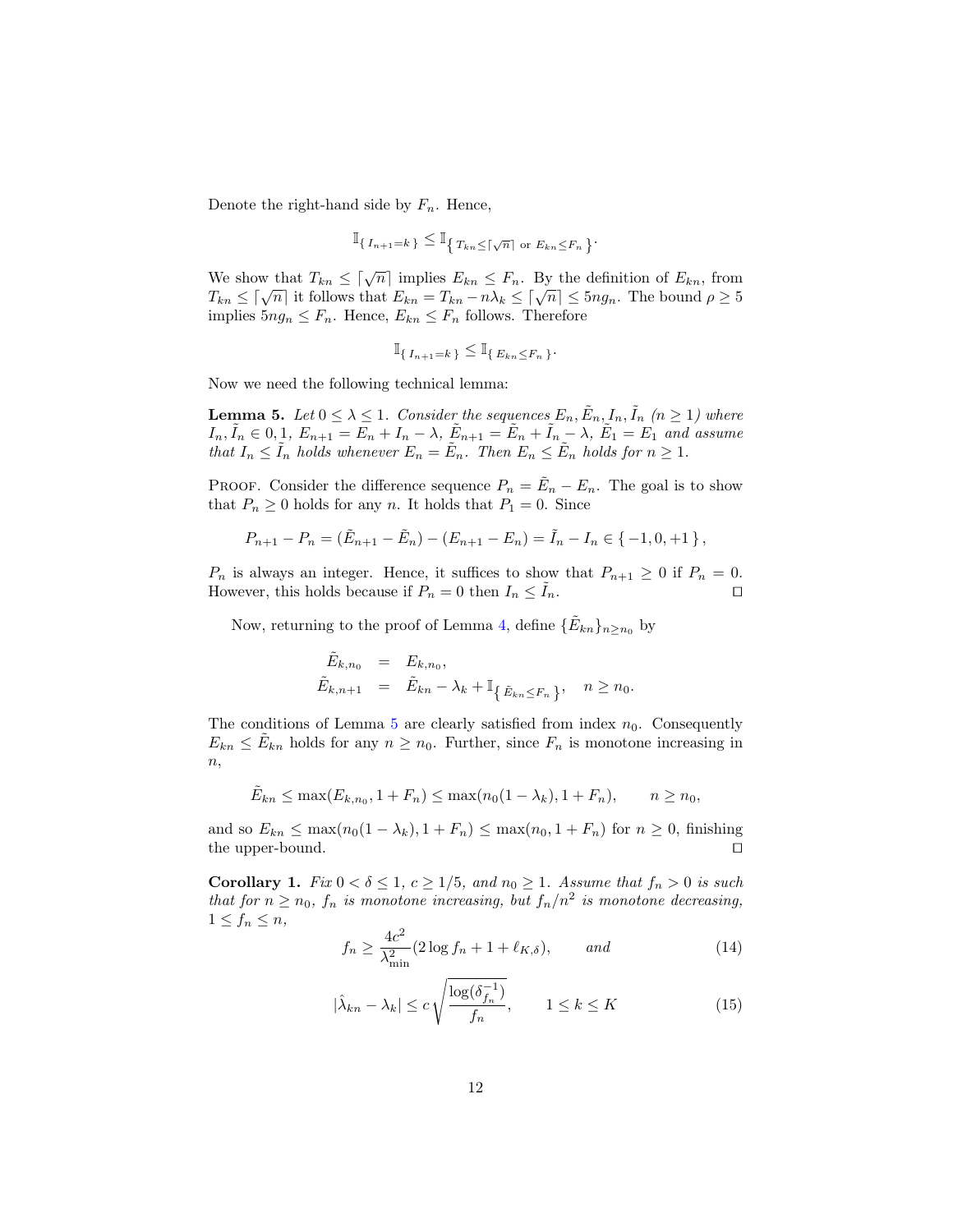Denote the right-hand side by $F_n$. Hence,

$$\mathbb{I}_{\{ I_{n+1}=k \}} \le \mathbb{I}_{\{ T_{kn} \le \lceil \sqrt{n} \rceil \text{ or } E_{kn} \le F_n \}}.$$

We show that $T_{kn} \le \lceil \sqrt{n} \rceil$ implies $E_{kn} \le F_n$. By the definition of $E_{kn}$, from $T_{kn} \le \lceil \sqrt{n} \rceil$ it follows that $E_{kn} = T_{kn} - n\lambda_k \le \lceil \sqrt{n} \rceil \le 5ng_n$. The bound $\rho \ge 5$ implies $5ng_n \le F_n$. Hence, $E_{kn} \le F_n$ follows. Therefore

$$\mathbb{I}_{\{ I_{n+1}=k \}} \le \mathbb{I}_{\{ E_{kn} \le F_n \}}.$$

Now we need the following technical lemma:

**Lemma 5.** *Let $0 \le \lambda \le 1$. Consider the sequences $E_n, \tilde{E}_n, I_n, \tilde{I}_n$ ($n \ge 1$) where $I_n, \tilde{I}_n \in 0, 1$, $E_{n+1} = E_n + I_n - \lambda$, $\tilde{E}_{n+1} = \tilde{E}_n + \tilde{I}_n - \lambda$, $\tilde{E}_1 = E_1$ and assume that $I_n \le \tilde{I}_n$ holds whenever $E_n = \tilde{E}_n$. Then $E_n \le \tilde{E}_n$ holds for $n \ge 1$.*

Proof. Consider the difference sequence $P_n = \tilde{E}_n - E_n$. The goal is to show that $P_n \ge 0$ holds for any $n$. It holds that $P_1 = 0$. Since

$$P_{n+1} - P_n = (\tilde{E}_{n+1} - \tilde{E}_n) - (E_{n+1} - E_n) = \tilde{I}_n - I_n \in \{ -1, 0, +1 \},$$

$P_n$ is always an integer. Hence, it suffices to show that $P_{n+1} \ge 0$ if $P_n = 0$. However, this holds because if $P_n = 0$ then $I_n \le \tilde{I}_n$. $\square$

Now, returning to the proof of Lemma 4, define $\{\tilde{E}_{kn}\}_{n \ge n_0}$ by

$$\begin{aligned}
\tilde{E}_{k,n_0} &= E_{k,n_0}, \\
\tilde{E}_{k,n+1} &= \tilde{E}_{kn} - \lambda_k + \mathbb{I}_{\{ \tilde{E}_{kn} \le F_n \}}, \quad n \ge n_0.
\end{aligned}$$

The conditions of Lemma 5 are clearly satisfied from index $n_0$. Consequently $E_{kn} \le \tilde{E}_{kn}$ holds for any $n \ge n_0$. Further, since $F_n$ is monotone increasing in $n$,

$$\tilde{E}_{kn} \le \max(E_{k,n_0}, 1 + F_n) \le \max(n_0(1 - \lambda_k), 1 + F_n), \qquad n \ge n_0,$$

and so $E_{kn} \le \max(n_0(1 - \lambda_k), 1 + F_n) \le \max(n_0, 1 + F_n)$ for $n \ge 0$, finishing the upper-bound. $\square$

**Corollary 1.** *Fix $0 < \delta \le 1$, $c \ge 1/5$, and $n_0 \ge 1$. Assume that $f_n > 0$ is such that for $n \ge n_0$, $f_n$ is monotone increasing, but $f_n/n^2$ is monotone decreasing, $1 \le f_n \le n$,*

$$f_n \ge \frac{4c^2}{\lambda_{\min}^2}(2 \log f_n + 1 + \ell_{K,\delta}), \qquad \textit{and} \tag{14}$$

$$|\hat{\lambda}_{kn} - \lambda_k| \le c\sqrt{\frac{\log(\delta_{f_n}^{-1})}{f_n}}, \qquad 1 \le k \le K \tag{15}$$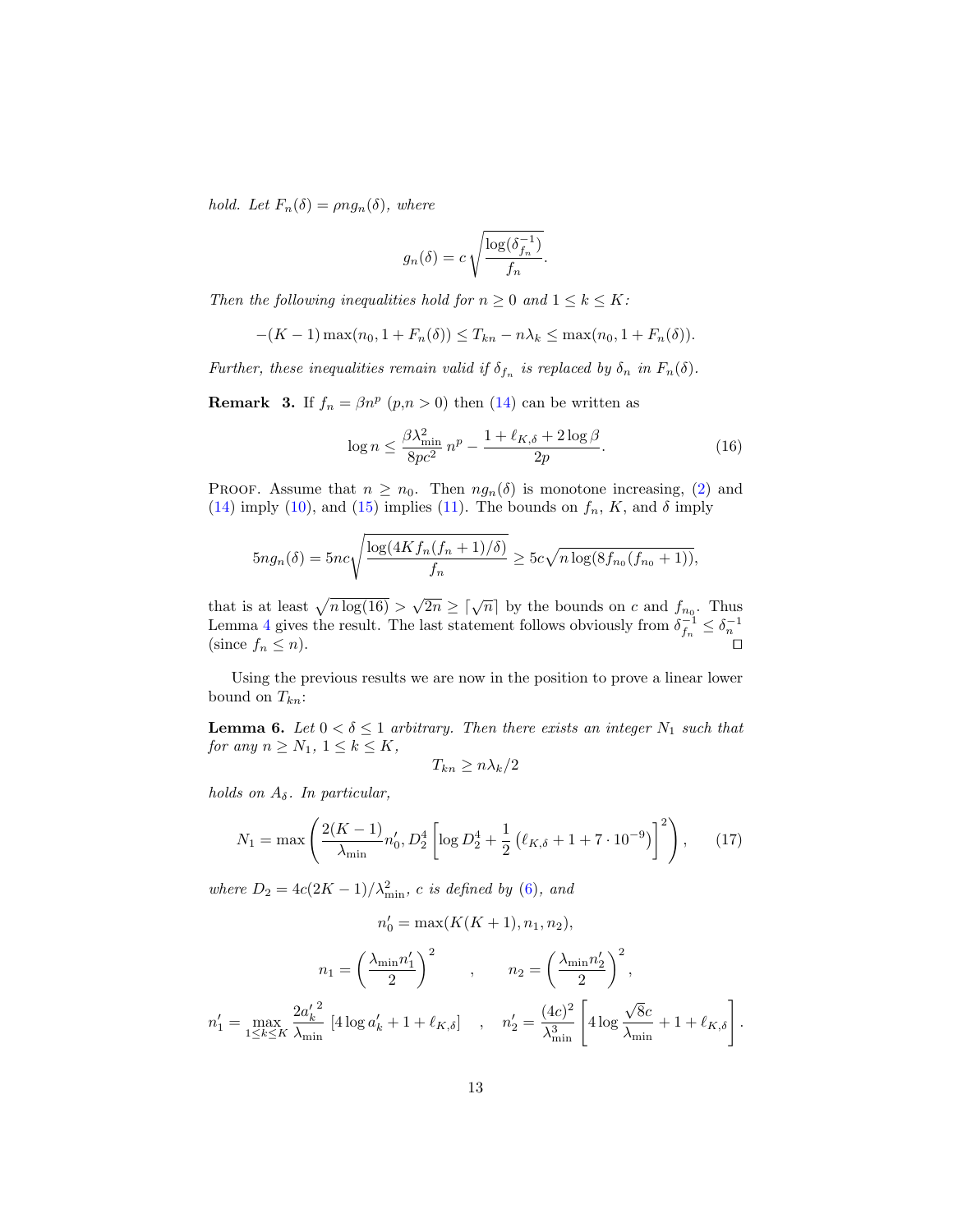*hold. Let* $F_n(\delta) = \rho n g_n(\delta)$*, where*

$$g_n(\delta) = c\sqrt{\frac{\log(\delta_{f_n}^{-1})}{f_n}}.$$

*Then the following inequalities hold for* $n \geq 0$ *and* $1 \leq k \leq K$*:*

$$-(K-1)\max(n_0, 1+F_n(\delta)) \leq T_{kn} - n\lambda_k \leq \max(n_0, 1+F_n(\delta)).$$

*Further, these inequalities remain valid if* $\delta_{f_n}$ *is replaced by* $\delta_n$ *in* $F_n(\delta)$*.*

**Remark 3.** If $f_n = \beta n^p$ ($p$,$n > 0$) then (14) can be written as

$$\log n \leq \frac{\beta\lambda_{\min}^2}{8pc^2}\, n^p - \frac{1+\ell_{K,\delta}+2\log\beta}{2p}. \tag{16}$$

Proof. Assume that $n \geq n_0$. Then $ng_n(\delta)$ is monotone increasing, (2) and (14) imply (10), and (15) implies (11). The bounds on $f_n$, $K$, and $\delta$ imply

$$5ng_n(\delta) = 5nc\sqrt{\frac{\log(4Kf_n(f_n+1)/\delta)}{f_n}} \geq 5c\sqrt{n\log(8f_{n_0}(f_{n_0}+1))},$$

that is at least $\sqrt{n\log(16)} > \sqrt{2n} \geq \lceil\sqrt{n}\rceil$ by the bounds on $c$ and $f_{n_0}$. Thus Lemma 4 gives the result. The last statement follows obviously from $\delta_{f_n}^{-1} \leq \delta_n^{-1}$ (since $f_n \leq n$). ∎

Using the previous results we are now in the position to prove a linear lower bound on $T_{kn}$:

**Lemma 6.** *Let* $0 < \delta \leq 1$ *arbitrary. Then there exists an integer* $N_1$ *such that for any* $n \geq N_1$, $1 \leq k \leq K$,

$$T_{kn} \geq n\lambda_k/2$$

*holds on* $A_\delta$*. In particular,*

$$N_1 = \max\left(\frac{2(K-1)}{\lambda_{\min}}n_0', D_2^4\left[\log D_2^4 + \frac{1}{2}\left(\ell_{K,\delta}+1+7\cdot 10^{-9}\right)\right]^2\right), \tag{17}$$

*where* $D_2 = 4c(2K-1)/\lambda_{\min}^2$*,* $c$ *is defined by* (6)*, and*

$$n_0' = \max(K(K+1), n_1, n_2),$$

$$n_1 = \left(\frac{\lambda_{\min}n_1'}{2}\right)^2 \quad , \quad n_2 = \left(\frac{\lambda_{\min}n_2'}{2}\right)^2,$$

$$n_1' = \max_{1\leq k\leq K}\frac{2{a_k'}^2}{\lambda_{\min}}\left[4\log a_k' + 1 + \ell_{K,\delta}\right] \quad , \quad n_2' = \frac{(4c)^2}{\lambda_{\min}^3}\left[4\log\frac{\sqrt{8}c}{\lambda_{\min}} + 1 + \ell_{K,\delta}\right].$$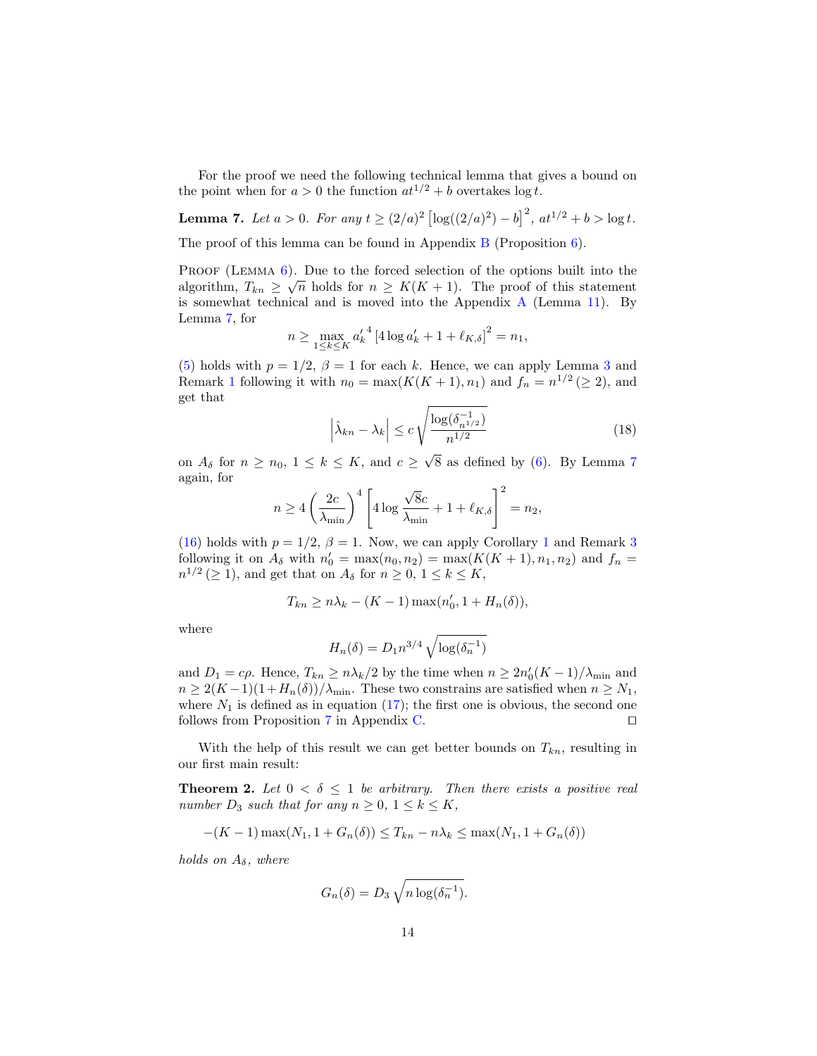For the proof we need the following technical lemma that gives a bound on the point when for $a > 0$ the function $at^{1/2} + b$ overtakes $\log t$.

**Lemma 7.** *Let $a > 0$. For any $t \geq (2/a)^2 \left[\log((2/a)^2) - b\right]^2$, $at^{1/2} + b > \log t$.*

The proof of this lemma can be found in Appendix B (Proposition 6).

Proof (Lemma 6). Due to the forced selection of the options built into the algorithm, $T_{kn} \geq \sqrt{n}$ holds for $n \geq K(K+1)$. The proof of this statement is somewhat technical and is moved into the Appendix A (Lemma 11). By Lemma 7, for

$$n \geq \max_{1 \leq k \leq K} {a'_k}^4 \left[4 \log a'_k + 1 + \ell_{K,\delta}\right]^2 = n_1,$$

(5) holds with $p = 1/2$, $\beta = 1$ for each $k$. Hence, we can apply Lemma 3 and Remark 1 following it with $n_0 = \max(K(K+1), n_1)$ and $f_n = n^{1/2}$ $(\geq 2)$, and get that

$$\left|\hat{\lambda}_{kn} - \lambda_k\right| \leq c \sqrt{\frac{\log(\delta_{n^{1/2}}^{-1})}{n^{1/2}}} \tag{18}$$

on $A_\delta$ for $n \geq n_0$, $1 \leq k \leq K$, and $c \geq \sqrt{8}$ as defined by (6). By Lemma 7 again, for

$$n \geq 4 \left(\frac{2c}{\lambda_{\min}}\right)^4 \left[4 \log \frac{\sqrt{8}c}{\lambda_{\min}} + 1 + \ell_{K,\delta}\right]^2 = n_2,$$

(16) holds with $p = 1/2$, $\beta = 1$. Now, we can apply Corollary 1 and Remark 3 following it on $A_\delta$ with $n'_0 = \max(n_0, n_2) = \max(K(K+1), n_1, n_2)$ and $f_n = n^{1/2}$ $(\geq 1)$, and get that on $A_\delta$ for $n \geq 0$, $1 \leq k \leq K$,

$$T_{kn} \geq n\lambda_k - (K-1)\max(n'_0, 1 + H_n(\delta)),$$

where

$$H_n(\delta) = D_1 n^{3/4} \sqrt{\log(\delta_n^{-1})}$$

and $D_1 = c\rho$. Hence, $T_{kn} \geq n\lambda_k/2$ by the time when $n \geq 2n'_0(K-1)/\lambda_{\min}$ and $n \geq 2(K-1)(1 + H_n(\delta))/\lambda_{\min}$. These two constrains are satisfied when $n \geq N_1$, where $N_1$ is defined as in equation (17); the first one is obvious, the second one follows from Proposition 7 in Appendix C. $\square$

With the help of this result we can get better bounds on $T_{kn}$, resulting in our first main result:

**Theorem 2.** *Let $0 < \delta \leq 1$ be arbitrary. Then there exists a positive real number $D_3$ such that for any $n \geq 0$, $1 \leq k \leq K$,*

$$-(K-1)\max(N_1, 1 + G_n(\delta)) \leq T_{kn} - n\lambda_k \leq \max(N_1, 1 + G_n(\delta))$$

*holds on $A_\delta$, where*

$$G_n(\delta) = D_3 \sqrt{n \log(\delta_n^{-1})}.$$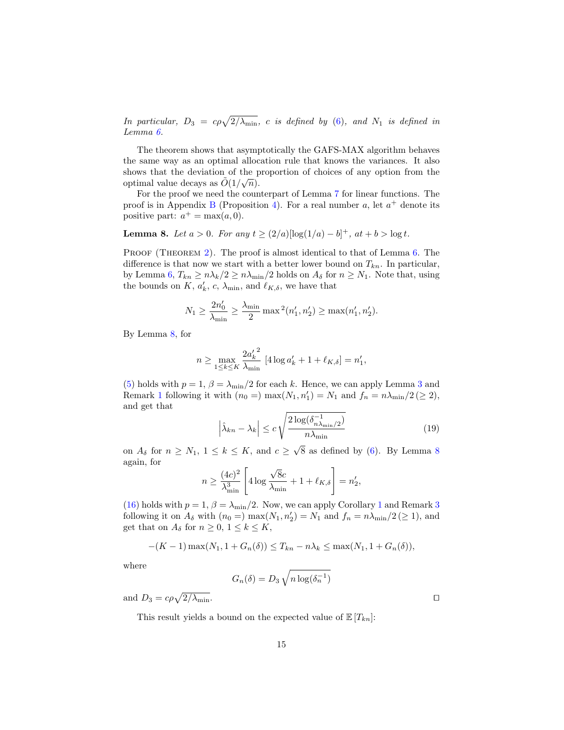*In particular,* $D_3 = c\rho\sqrt{2/\lambda_{\min}}$*,* $c$ *is defined by* (6)*, and* $N_1$ *is defined in Lemma 6.*

The theorem shows that asymptotically the GAFS-MAX algorithm behaves the same way as an optimal allocation rule that knows the variances. It also shows that the deviation of the proportion of choices of any option from the optimal value decays as $\widetilde{O}(1/\sqrt{n})$.

For the proof we need the counterpart of Lemma 7 for linear functions. The proof is in Appendix B (Proposition 4). For a real number $a$, let $a^+$ denote its positive part: $a^+ = \max(a, 0)$.

**Lemma 8.** *Let* $a > 0$*. For any* $t \geq (2/a)[\log(1/a) - b]^+$*,* $at + b > \log t$*.*

Proof (Theorem 2). The proof is almost identical to that of Lemma 6. The difference is that now we start with a better lower bound on $T_{kn}$. In particular, by Lemma 6, $T_{kn} \geq n\lambda_k/2 \geq n\lambda_{\min}/2$ holds on $A_\delta$ for $n \geq N_1$. Note that, using the bounds on $K$, $a'_k$, $c$, $\lambda_{\min}$, and $\ell_{K,\delta}$, we have that

$$N_1 \geq \frac{2n'_0}{\lambda_{\min}} \geq \frac{\lambda_{\min}}{2} \max{}^2(n'_1, n'_2) \geq \max(n'_1, n'_2).$$

By Lemma 8, for

$$n \geq \max_{1 \leq k \leq K} \frac{2{a'_k}^2}{\lambda_{\min}} \left[4 \log a'_k + 1 + \ell_{K,\delta}\right] = n'_1,$$

(5) holds with $p = 1$, $\beta = \lambda_{\min}/2$ for each $k$. Hence, we can apply Lemma 3 and Remark 1 following it with $(n_0 =) \max(N_1, n'_1) = N_1$ and $f_n = n\lambda_{\min}/2 \, (\geq 2)$, and get that

$$\left|\hat{\lambda}_{kn} - \lambda_k\right| \leq c\sqrt{\frac{2\log(\delta^{-1}_{n\lambda_{\min}/2})}{n\lambda_{\min}}} \tag{19}$$

on $A_\delta$ for $n \geq N_1$, $1 \leq k \leq K$, and $c \geq \sqrt{8}$ as defined by (6). By Lemma 8 again, for

$$n \geq \frac{(4c)^2}{\lambda^3_{\min}} \left[4 \log \frac{\sqrt{8}c}{\lambda_{\min}} + 1 + \ell_{K,\delta}\right] = n'_2,$$

(16) holds with $p = 1$, $\beta = \lambda_{\min}/2$. Now, we can apply Corollary 1 and Remark 3 following it on $A_\delta$ with $(n_0 =) \max(N_1, n'_2) = N_1$ and $f_n = n\lambda_{\min}/2 \, (\geq 1)$, and get that on $A_\delta$ for $n \geq 0$, $1 \leq k \leq K$,

$$-(K-1)\max(N_1, 1 + G_n(\delta)) \leq T_{kn} - n\lambda_k \leq \max(N_1, 1 + G_n(\delta)),$$

where

$$G_n(\delta) = D_3\sqrt{n \log(\delta_n^{-1})}$$

and $D_3 = c\rho\sqrt{2/\lambda_{\min}}$. $\square$

This result yields a bound on the expected value of $\mathbb{E}\left[T_{kn}\right]$: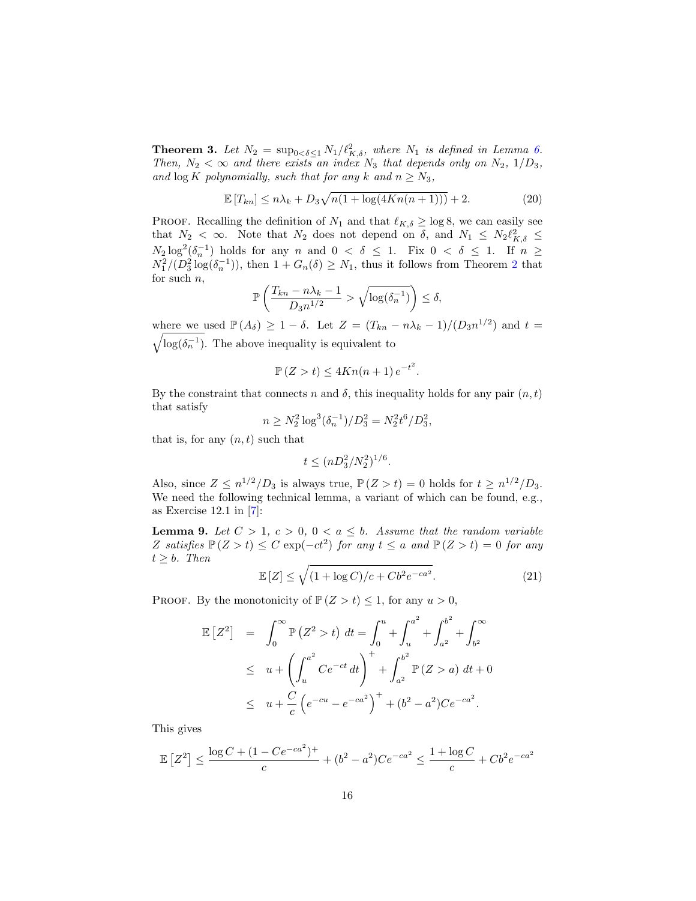**Theorem 3.** *Let $N_2 = \sup_{0<\delta\leq 1} N_1/\ell_{K,\delta}^2$, where $N_1$ is defined in Lemma 6. Then, $N_2 < \infty$ and there exists an index $N_3$ that depends only on $N_2$, $1/D_3$, and $\log K$ polynomially, such that for any $k$ and $n \geq N_3$,*

$$\mathbb{E}\left[T_{kn}\right] \leq n\lambda_k + D_3\sqrt{n(1+\log(4Kn(n+1)))} + 2. \tag{20}$$

PROOF. Recalling the definition of $N_1$ and that $\ell_{K,\delta} \geq \log 8$, we can easily see that $N_2 < \infty$. Note that $N_2$ does not depend on $\delta$, and $N_1 \leq N_2\ell_{K,\delta}^2 \leq N_2 \log^2(\delta_n^{-1})$ holds for any $n$ and $0 < \delta \leq 1$. Fix $0 < \delta \leq 1$. If $n \geq N_1^2/(D_3^2 \log(\delta_n^{-1}))$, then $1 + G_n(\delta) \geq N_1$, thus it follows from Theorem 2 that for such $n$,

$$\mathbb{P}\left(\frac{T_{kn} - n\lambda_k - 1}{D_3 n^{1/2}} > \sqrt{\log(\delta_n^{-1})}\right) \leq \delta,$$

where we used $\mathbb{P}(A_\delta) \geq 1-\delta$. Let $Z = (T_{kn} - n\lambda_k - 1)/(D_3 n^{1/2})$ and $t = \sqrt{\log(\delta_n^{-1})}$. The above inequality is equivalent to

$$\mathbb{P}(Z > t) \leq 4Kn(n+1)\, e^{-t^2}.$$

By the constraint that connects $n$ and $\delta$, this inequality holds for any pair $(n,t)$ that satisfy

$$n \geq N_2^2 \log^3(\delta_n^{-1})/D_3^2 = N_2^2 t^6/D_3^2,$$

that is, for any $(n,t)$ such that

$$t \leq (nD_3^2/N_2^2)^{1/6}.$$

Also, since $Z \leq n^{1/2}/D_3$ is always true, $\mathbb{P}(Z > t) = 0$ holds for $t \geq n^{1/2}/D_3$. We need the following technical lemma, a variant of which can be found, e.g., as Exercise 12.1 in [7]:

**Lemma 9.** *Let $C > 1$, $c > 0$, $0 < a \leq b$. Assume that the random variable $Z$ satisfies $\mathbb{P}(Z > t) \leq C\exp(-ct^2)$ for any $t \leq a$ and $\mathbb{P}(Z > t) = 0$ for any $t \geq b$. Then*

$$\mathbb{E}\left[Z\right] \leq \sqrt{(1+\log C)/c + Cb^2 e^{-ca^2}}. \tag{21}$$

PROOF. By the monotonicity of $\mathbb{P}(Z > t) \leq 1$, for any $u > 0$,

$$\begin{aligned}
\mathbb{E}\left[Z^2\right] &= \int_0^\infty \mathbb{P}\left(Z^2 > t\right)\, dt = \int_0^u + \int_u^{a^2} + \int_{a^2}^{b^2} + \int_{b^2}^\infty \\
&\leq u + \left(\int_u^{a^2} Ce^{-ct}\, dt\right)^+ + \int_{a^2}^{b^2} \mathbb{P}(Z > a)\, dt + 0 \\
&\leq u + \frac{C}{c}\left(e^{-cu} - e^{-ca^2}\right)^+ + (b^2 - a^2)Ce^{-ca^2}.
\end{aligned}$$

This gives

$$\mathbb{E}\left[Z^2\right] \leq \frac{\log C + (1 - Ce^{-ca^2})^+}{c} + (b^2 - a^2)Ce^{-ca^2} \leq \frac{1+\log C}{c} + Cb^2 e^{-ca^2}$$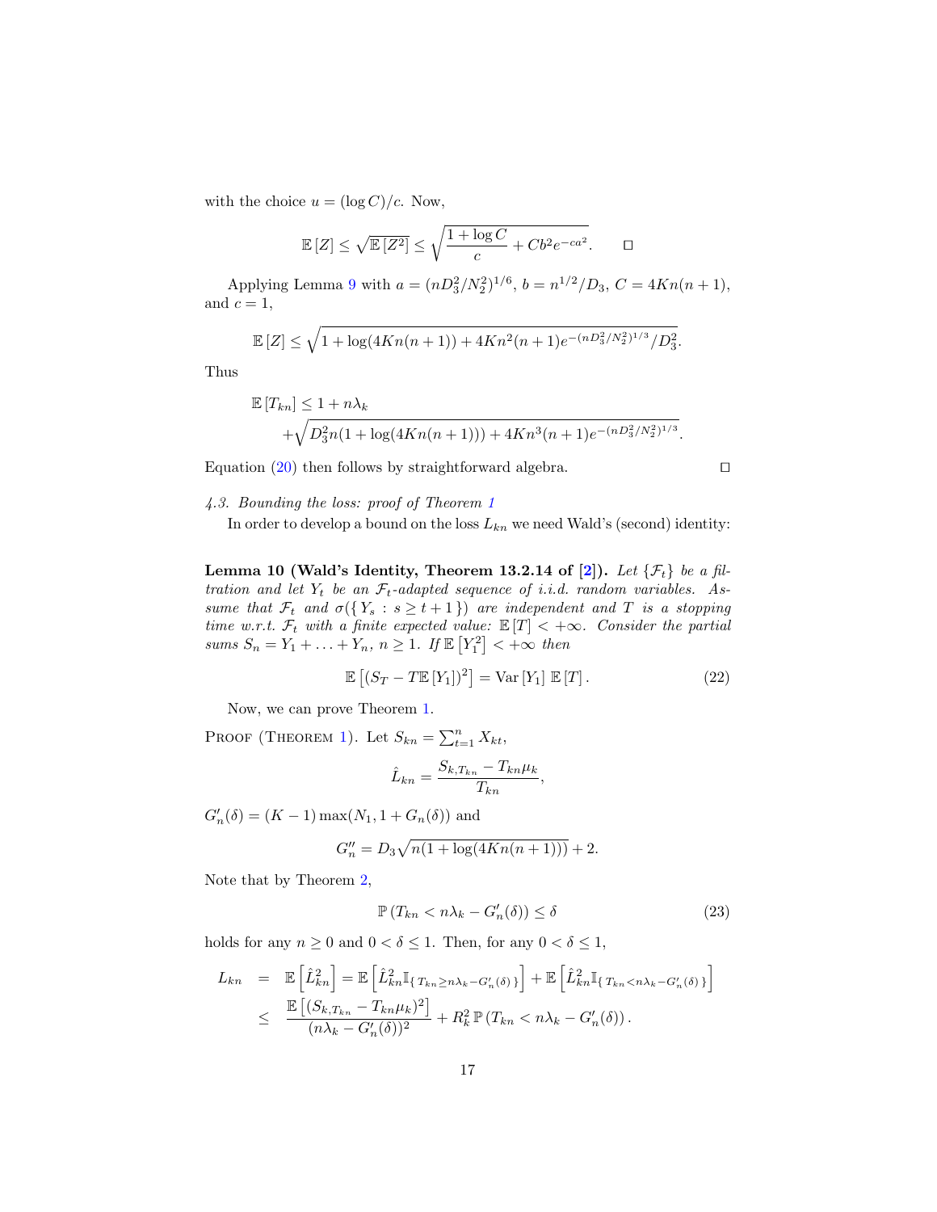with the choice $u = (\log C)/c$. Now,

$$\mathbb{E}[Z] \le \sqrt{\mathbb{E}[Z^2]} \le \sqrt{\frac{1+\log C}{c} + Cb^2 e^{-ca^2}}. \qquad \square$$

Applying Lemma 9 with $a = (nD_3^2/N_2^2)^{1/6}$, $b = n^{1/2}/D_3$, $C = 4Kn(n+1)$, and $c = 1$,

$$\mathbb{E}[Z] \le \sqrt{1 + \log(4Kn(n+1)) + 4Kn^2(n+1)e^{-(nD_3^2/N_2^2)^{1/3}}/D_3^2}.$$

Thus

$$\begin{aligned}\mathbb{E}[T_{kn}] &\le 1 + n\lambda_k \\ &\quad + \sqrt{D_3^2 n(1+\log(4Kn(n+1))) + 4Kn^3(n+1)e^{-(nD_3^2/N_2^2)^{1/3}}}.\end{aligned}$$

Equation (20) then follows by straightforward algebra. $\square$

### *4.3. Bounding the loss: proof of Theorem 1*

In order to develop a bound on the loss $L_{kn}$ we need Wald's (second) identity:

**Lemma 10 (Wald's Identity, Theorem 13.2.14 of [2]).** *Let $\{\mathcal{F}_t\}$ be a filtration and let $Y_t$ be an $\mathcal{F}_t$-adapted sequence of i.i.d. random variables. Assume that $\mathcal{F}_t$ and $\sigma(\{Y_s : s \ge t+1\})$ are independent and $T$ is a stopping time w.r.t. $\mathcal{F}_t$ with a finite expected value: $\mathbb{E}[T] < +\infty$. Consider the partial sums $S_n = Y_1 + \ldots + Y_n$, $n \ge 1$. If $\mathbb{E}[Y_1^2] < +\infty$ then*

$$\mathbb{E}\left[(S_T - T\mathbb{E}[Y_1])^2\right] = \mathrm{Var}[Y_1]\,\mathbb{E}[T]. \tag{22}$$

Now, we can prove Theorem 1.

Proof (Theorem 1). Let $S_{kn} = \sum_{t=1}^n X_{kt}$,

$$\hat{L}_{kn} = \frac{S_{k,T_{kn}} - T_{kn}\mu_k}{T_{kn}},$$

$G'_n(\delta) = (K-1)\max(N_1, 1+G_n(\delta))$ and

$$G''_n = D_3\sqrt{n(1+\log(4Kn(n+1)))} + 2.$$

Note that by Theorem 2,

$$\mathbb{P}(T_{kn} < n\lambda_k - G'_n(\delta)) \le \delta \tag{23}$$

holds for any $n \ge 0$ and $0 < \delta \le 1$. Then, for any $0 < \delta \le 1$,

$$\begin{aligned}L_{kn} &= \mathbb{E}\left[\hat{L}_{kn}^2\right] = \mathbb{E}\left[\hat{L}_{kn}^2 \mathbb{I}_{\{T_{kn} \ge n\lambda_k - G'_n(\delta)\}}\right] + \mathbb{E}\left[\hat{L}_{kn}^2 \mathbb{I}_{\{T_{kn} < n\lambda_k - G'_n(\delta)\}}\right] \\ &\le \frac{\mathbb{E}\left[(S_{k,T_{kn}} - T_{kn}\mu_k)^2\right]}{(n\lambda_k - G'_n(\delta))^2} + R_k^2\,\mathbb{P}(T_{kn} < n\lambda_k - G'_n(\delta)).\end{aligned}$$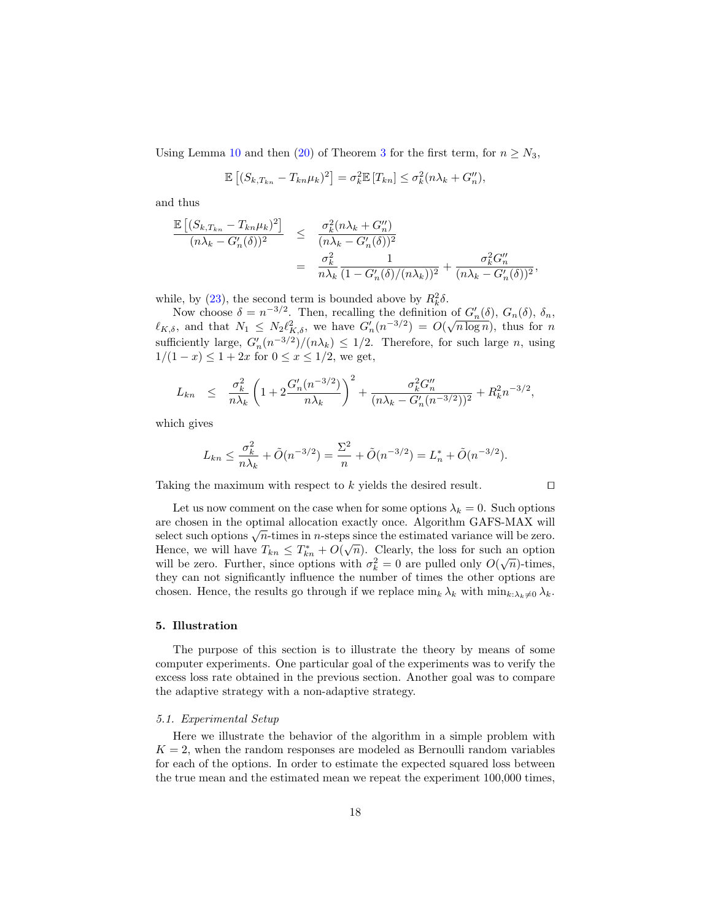Using Lemma 10 and then (20) of Theorem 3 for the first term, for $n \geq N_3$,

$$\mathbb{E}\left[(S_{k,T_{kn}} - T_{kn}\mu_k)^2\right] = \sigma_k^2 \mathbb{E}\left[T_{kn}\right] \leq \sigma_k^2(n\lambda_k + G_n''),$$

and thus

$$\begin{aligned}
\frac{\mathbb{E}\left[(S_{k,T_{kn}} - T_{kn}\mu_k)^2\right]}{(n\lambda_k - G_n'(\delta))^2} &\leq \frac{\sigma_k^2(n\lambda_k + G_n'')}{(n\lambda_k - G_n'(\delta))^2} \\
&= \frac{\sigma_k^2}{n\lambda_k}\frac{1}{(1 - G_n'(\delta)/(n\lambda_k))^2} + \frac{\sigma_k^2 G_n''}{(n\lambda_k - G_n'(\delta))^2},
\end{aligned}$$

while, by (23), the second term is bounded above by $R_k^2\delta$.

Now choose $\delta = n^{-3/2}$. Then, recalling the definition of $G_n'(\delta)$, $G_n(\delta)$, $\delta_n$, $\ell_{K,\delta}$, and that $N_1 \leq N_2\ell_{K,\delta}^2$, we have $G_n'(n^{-3/2}) = O(\sqrt{n\log n})$, thus for $n$ sufficiently large, $G_n'(n^{-3/2})/(n\lambda_k) \leq 1/2$. Therefore, for such large $n$, using $1/(1-x) \leq 1 + 2x$ for $0 \leq x \leq 1/2$, we get,

$$L_{kn} \quad \leq \quad \frac{\sigma_k^2}{n\lambda_k}\left(1 + 2\frac{G_n'(n^{-3/2})}{n\lambda_k}\right)^2 + \frac{\sigma_k^2 G_n''}{(n\lambda_k - G_n'(n^{-3/2}))^2} + R_k^2 n^{-3/2},$$

which gives

$$L_{kn} \leq \frac{\sigma_k^2}{n\lambda_k} + \tilde{O}(n^{-3/2}) = \frac{\Sigma^2}{n} + \tilde{O}(n^{-3/2}) = L_n^* + \tilde{O}(n^{-3/2}).$$

Taking the maximum with respect to $k$ yields the desired result. □

Let us now comment on the case when for some options $\lambda_k = 0$. Such options are chosen in the optimal allocation exactly once. Algorithm GAFS-MAX will select such options $\sqrt{n}$-times in $n$-steps since the estimated variance will be zero. Hence, we will have $T_{kn} \leq T_{kn}^* + O(\sqrt{n})$. Clearly, the loss for such an option will be zero. Further, since options with $\sigma_k^2 = 0$ are pulled only $O(\sqrt{n})$-times, they can not significantly influence the number of times the other options are chosen. Hence, the results go through if we replace $\min_k \lambda_k$ with $\min_{k:\lambda_k \neq 0} \lambda_k$.

## 5. Illustration

The purpose of this section is to illustrate the theory by means of some computer experiments. One particular goal of the experiments was to verify the excess loss rate obtained in the previous section. Another goal was to compare the adaptive strategy with a non-adaptive strategy.

### *5.1. Experimental Setup*

Here we illustrate the behavior of the algorithm in a simple problem with $K = 2$, when the random responses are modeled as Bernoulli random variables for each of the options. In order to estimate the expected squared loss between the true mean and the estimated mean we repeat the experiment 100,000 times,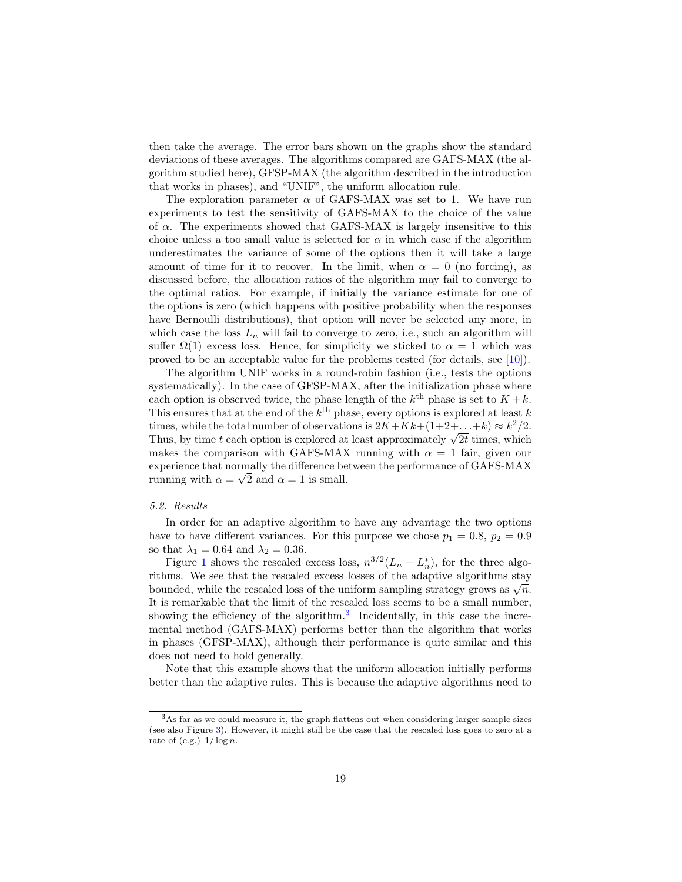then take the average. The error bars shown on the graphs show the standard deviations of these averages. The algorithms compared are GAFS-MAX (the algorithm studied here), GFSP-MAX (the algorithm described in the introduction that works in phases), and "UNIF", the uniform allocation rule.

The exploration parameter $\alpha$ of GAFS-MAX was set to 1. We have run experiments to test the sensitivity of GAFS-MAX to the choice of the value of $\alpha$. The experiments showed that GAFS-MAX is largely insensitive to this choice unless a too small value is selected for $\alpha$ in which case if the algorithm underestimates the variance of some of the options then it will take a large amount of time for it to recover. In the limit, when $\alpha = 0$ (no forcing), as discussed before, the allocation ratios of the algorithm may fail to converge to the optimal ratios. For example, if initially the variance estimate for one of the options is zero (which happens with positive probability when the responses have Bernoulli distributions), that option will never be selected any more, in which case the loss $L_n$ will fail to converge to zero, i.e., such an algorithm will suffer $\Omega(1)$ excess loss. Hence, for simplicity we sticked to $\alpha = 1$ which was proved to be an acceptable value for the problems tested (for details, see [10]).

The algorithm UNIF works in a round-robin fashion (i.e., tests the options systematically). In the case of GFSP-MAX, after the initialization phase where each option is observed twice, the phase length of the $k^{\text{th}}$ phase is set to $K + k$. This ensures that at the end of the $k^{\text{th}}$ phase, every options is explored at least $k$ times, while the total number of observations is $2K + Kk + (1+2+\ldots+k) \approx k^2/2$. Thus, by time $t$ each option is explored at least approximately $\sqrt{2t}$ times, which makes the comparison with GAFS-MAX running with $\alpha = 1$ fair, given our experience that normally the difference between the performance of GAFS-MAX running with $\alpha = \sqrt{2}$ and $\alpha = 1$ is small.

### 5.2. Results

In order for an adaptive algorithm to have any advantage the two options have to have different variances. For this purpose we chose $p_1 = 0.8$, $p_2 = 0.9$ so that $\lambda_1 = 0.64$ and $\lambda_2 = 0.36$.

Figure 1 shows the rescaled excess loss, $n^{3/2}(L_n - L_n^*)$, for the three algorithms. We see that the rescaled excess losses of the adaptive algorithms stay bounded, while the rescaled loss of the uniform sampling strategy grows as $\sqrt{n}$. It is remarkable that the limit of the rescaled loss seems to be a small number, showing the efficiency of the algorithm.[3] Incidentally, in this case the incremental method (GAFS-MAX) performs better than the algorithm that works in phases (GFSP-MAX), although their performance is quite similar and this does not need to hold generally.

Note that this example shows that the uniform allocation initially performs better than the adaptive rules. This is because the adaptive algorithms need to

[3] As far as we could measure it, the graph flattens out when considering larger sample sizes (see also Figure 3). However, it might still be the case that the rescaled loss goes to zero at a rate of (e.g.) $1/\log n$.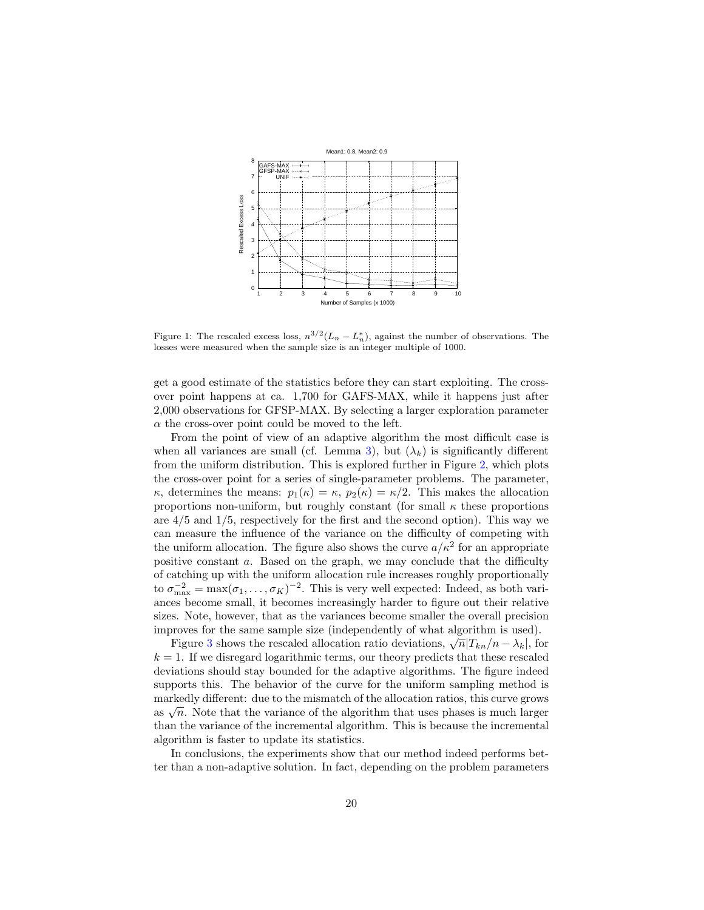Figure 1: The rescaled excess loss, $n^{3/2}(L_n - L_n^*)$, against the number of observations. The losses were measured when the sample size is an integer multiple of 1000.

get a good estimate of the statistics before they can start exploiting. The cross-over point happens at ca. 1,700 for GAFS-MAX, while it happens just after 2,000 observations for GFSP-MAX. By selecting a larger exploration parameter $\alpha$ the cross-over point could be moved to the left.

From the point of view of an adaptive algorithm the most difficult case is when all variances are small (cf. Lemma 3), but $(\lambda_k)$ is significantly different from the uniform distribution. This is explored further in Figure 2, which plots the cross-over point for a series of single-parameter problems. The parameter, $\kappa$, determines the means: $p_1(\kappa) = \kappa$, $p_2(\kappa) = \kappa/2$. This makes the allocation proportions non-uniform, but roughly constant (for small $\kappa$ these proportions are $4/5$ and $1/5$, respectively for the first and the second option). This way we can measure the influence of the variance on the difficulty of competing with the uniform allocation. The figure also shows the curve $a/\kappa^2$ for an appropriate positive constant $a$. Based on the graph, we may conclude that the difficulty of catching up with the uniform allocation rule increases roughly proportionally to $\sigma_{\max}^{-2} = \max(\sigma_1, \ldots, \sigma_K)^{-2}$. This is very well expected: Indeed, as both variances become small, it becomes increasingly harder to figure out their relative sizes. Note, however, that as the variances become smaller the overall precision improves for the same sample size (independently of what algorithm is used).

Figure 3 shows the rescaled allocation ratio deviations, $\sqrt{n}|T_{kn}/n - \lambda_k|$, for $k = 1$. If we disregard logarithmic terms, our theory predicts that these rescaled deviations should stay bounded for the adaptive algorithms. The figure indeed supports this. The behavior of the curve for the uniform sampling method is markedly different: due to the mismatch of the allocation ratios, this curve grows as $\sqrt{n}$. Note that the variance of the algorithm that uses phases is much larger than the variance of the incremental algorithm. This is because the incremental algorithm is faster to update its statistics.

In conclusions, the experiments show that our method indeed performs better than a non-adaptive solution. In fact, depending on the problem parameters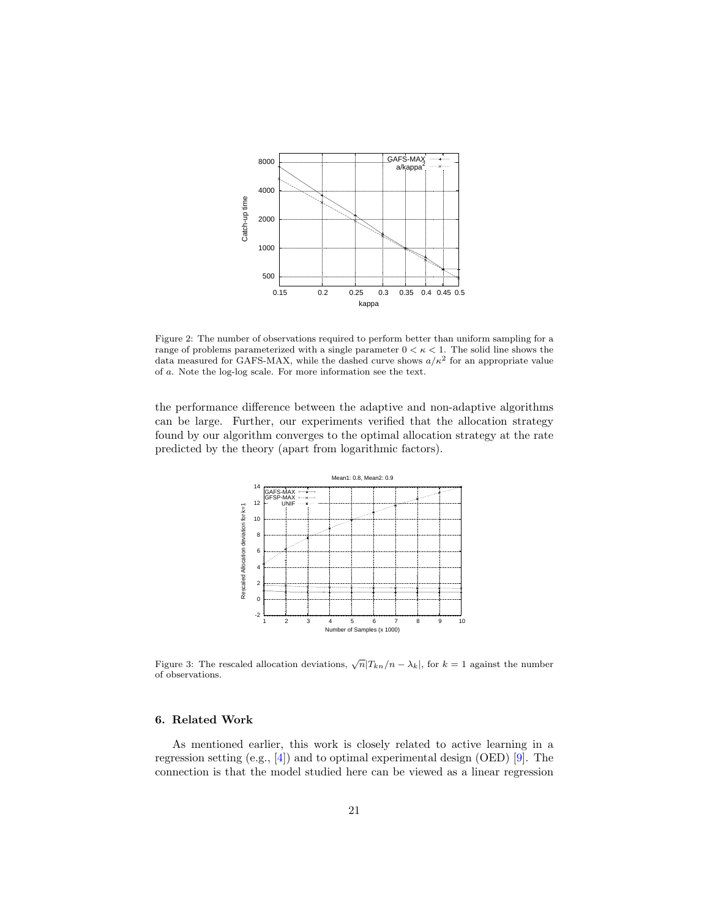Figure 2: The number of observations required to perform better than uniform sampling for a range of problems parameterized with a single parameter $0 < \kappa < 1$. The solid line shows the data measured for GAFS-MAX, while the dashed curve shows $a/\kappa^2$ for an appropriate value of $a$. Note the log-log scale. For more information see the text.

the performance difference between the adaptive and non-adaptive algorithms can be large. Further, our experiments verified that the allocation strategy found by our algorithm converges to the optimal allocation strategy at the rate predicted by the theory (apart from logarithmic factors).

Figure 3: The rescaled allocation deviations, $\sqrt{n}|T_{kn}/n - \lambda_k|$, for $k = 1$ against the number of observations.

### 6. Related Work

As mentioned earlier, this work is closely related to active learning in a regression setting (e.g., [4]) and to optimal experimental design (OED) [9]. The connection is that the model studied here can be viewed as a linear regression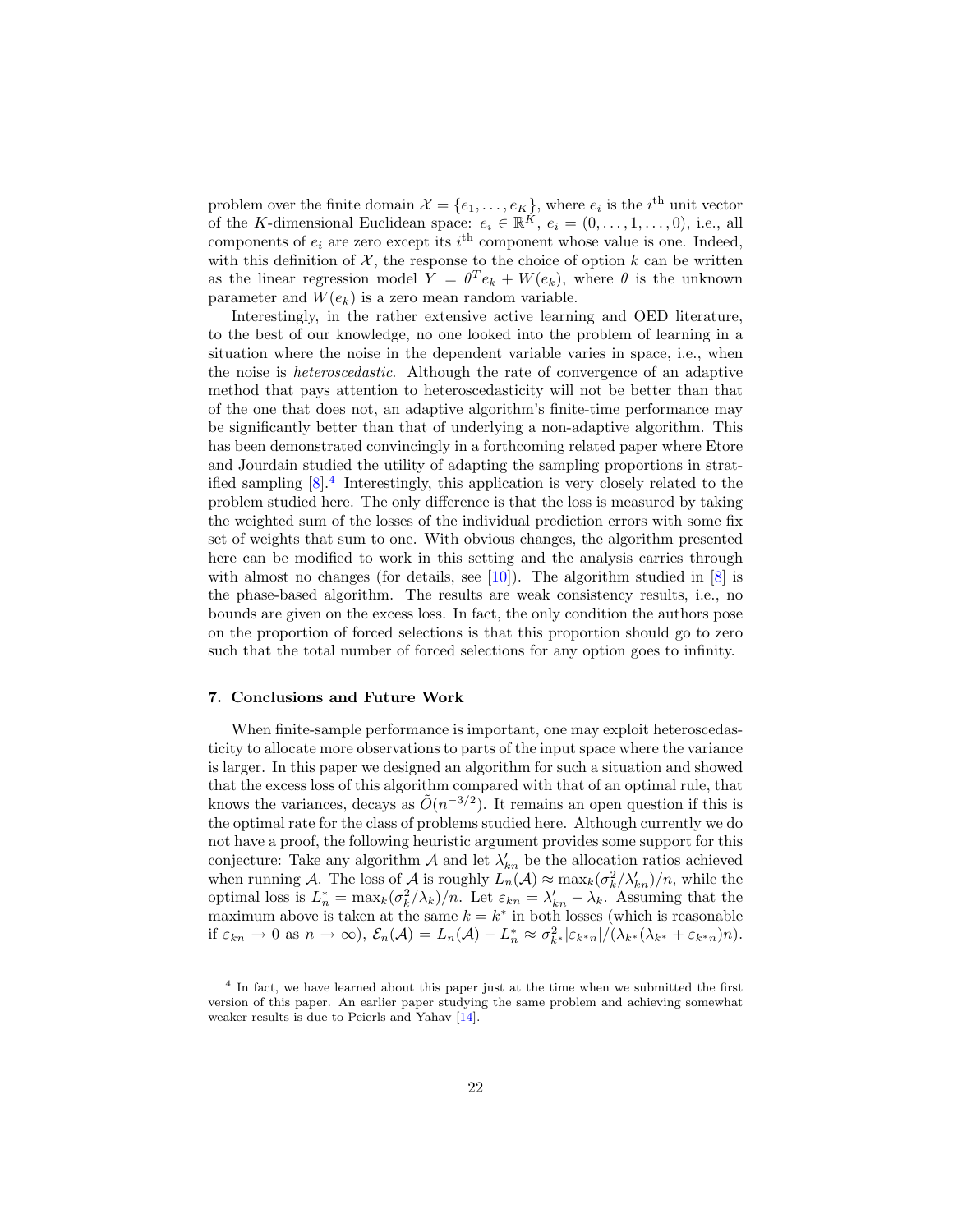problem over the finite domain $\mathcal{X} = \{e_1, \ldots, e_K\}$, where $e_i$ is the $i^{\text{th}}$ unit vector of the $K$-dimensional Euclidean space: $e_i \in \mathbb{R}^K$, $e_i = (0, \ldots, 1, \ldots, 0)$, i.e., all components of $e_i$ are zero except its $i^{\text{th}}$ component whose value is one. Indeed, with this definition of $\mathcal{X}$, the response to the choice of option $k$ can be written as the linear regression model $Y = \theta^T e_k + W(e_k)$, where $\theta$ is the unknown parameter and $W(e_k)$ is a zero mean random variable.

Interestingly, in the rather extensive active learning and OED literature, to the best of our knowledge, no one looked into the problem of learning in a situation where the noise in the dependent variable varies in space, i.e., when the noise is *heteroscedastic*. Although the rate of convergence of an adaptive method that pays attention to heteroscedasticity will not be better than that of the one that does not, an adaptive algorithm's finite-time performance may be significantly better than that of underlying a non-adaptive algorithm. This has been demonstrated convincingly in a forthcoming related paper where Etore and Jourdain studied the utility of adapting the sampling proportions in stratified sampling [8].[4] Interestingly, this application is very closely related to the problem studied here. The only difference is that the loss is measured by taking the weighted sum of the losses of the individual prediction errors with some fix set of weights that sum to one. With obvious changes, the algorithm presented here can be modified to work in this setting and the analysis carries through with almost no changes (for details, see [10]). The algorithm studied in [8] is the phase-based algorithm. The results are weak consistency results, i.e., no bounds are given on the excess loss. In fact, the only condition the authors pose on the proportion of forced selections is that this proportion should go to zero such that the total number of forced selections for any option goes to infinity.

## 7. Conclusions and Future Work

When finite-sample performance is important, one may exploit heteroscedasticity to allocate more observations to parts of the input space where the variance is larger. In this paper we designed an algorithm for such a situation and showed that the excess loss of this algorithm compared with that of an optimal rule, that knows the variances, decays as $\tilde{O}(n^{-3/2})$. It remains an open question if this is the optimal rate for the class of problems studied here. Although currently we do not have a proof, the following heuristic argument provides some support for this conjecture: Take any algorithm $\mathcal{A}$ and let $\lambda'_{kn}$ be the allocation ratios achieved when running $\mathcal{A}$. The loss of $\mathcal{A}$ is roughly $L_n(\mathcal{A}) \approx \max_k(\sigma_k^2/\lambda'_{kn})/n$, while the optimal loss is $L_n^* = \max_k(\sigma_k^2/\lambda_k)/n$. Let $\varepsilon_{kn} = \lambda'_{kn} - \lambda_k$. Assuming that the maximum above is taken at the same $k = k^*$ in both losses (which is reasonable if $\varepsilon_{kn} \to 0$ as $n \to \infty$), $\mathcal{E}_n(\mathcal{A}) = L_n(\mathcal{A}) - L_n^* \approx \sigma_{k^*}^2 |\varepsilon_{k^*n}|/(\lambda_{k^*}(\lambda_{k^*} + \varepsilon_{k^*n})n)$.

[4] In fact, we have learned about this paper just at the time when we submitted the first version of this paper. An earlier paper studying the same problem and achieving somewhat weaker results is due to Peierls and Yahav [14].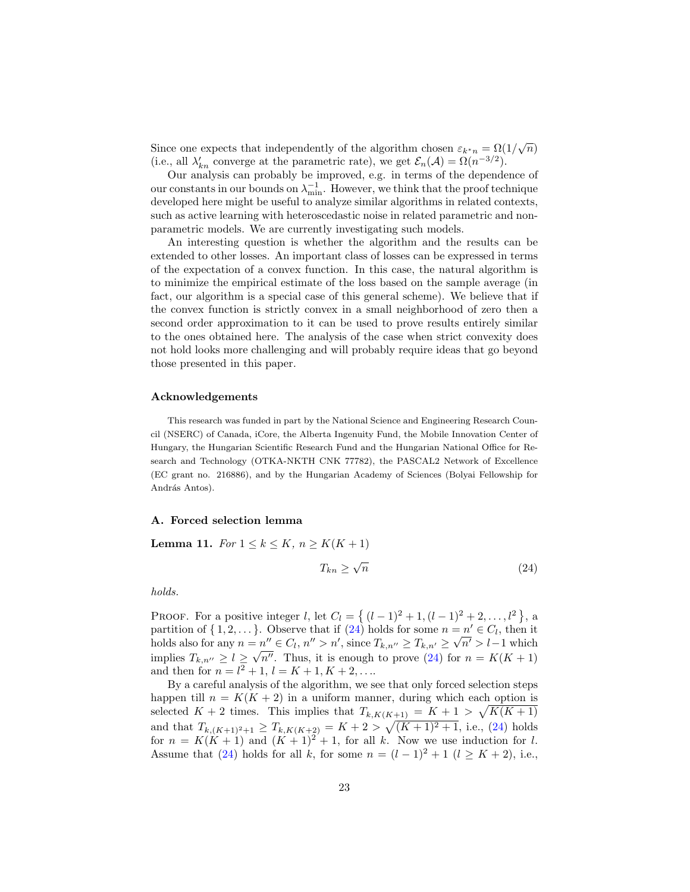Since one expects that independently of the algorithm chosen $\varepsilon_{k^*n} = \Omega(1/\sqrt{n})$ (i.e., all $\lambda'_{kn}$ converge at the parametric rate), we get $\mathcal{E}_n(\mathcal{A}) = \Omega(n^{-3/2})$.

Our analysis can probably be improved, e.g. in terms of the dependence of our constants in our bounds on $\lambda_{\min}^{-1}$. However, we think that the proof technique developed here might be useful to analyze similar algorithms in related contexts, such as active learning with heteroscedastic noise in related parametric and non-parametric models. We are currently investigating such models.

An interesting question is whether the algorithm and the results can be extended to other losses. An important class of losses can be expressed in terms of the expectation of a convex function. In this case, the natural algorithm is to minimize the empirical estimate of the loss based on the sample average (in fact, our algorithm is a special case of this general scheme). We believe that if the convex function is strictly convex in a small neighborhood of zero then a second order approximation to it can be used to prove results entirely similar to the ones obtained here. The analysis of the case when strict convexity does not hold looks more challenging and will probably require ideas that go beyond those presented in this paper.

#### Acknowledgements

This research was funded in part by the National Science and Engineering Research Council (NSERC) of Canada, iCore, the Alberta Ingenuity Fund, the Mobile Innovation Center of Hungary, the Hungarian Scientific Research Fund and the Hungarian National Office for Research and Technology (OTKA-NKTH CNK 77782), the PASCAL2 Network of Excellence (EC grant no. 216886), and by the Hungarian Academy of Sciences (Bolyai Fellowship for András Antos).

#### A. Forced selection lemma

**Lemma 11.** *For $1 \le k \le K$, $n \ge K(K+1)$*

$$T_{kn} \ge \sqrt{n} \tag{24}$$

*holds.*

Proof. For a positive integer $l$, let $C_l = \{ (l-1)^2+1, (l-1)^2+2, \ldots, l^2 \}$, a partition of $\{1, 2, \ldots\}$. Observe that if (24) holds for some $n = n' \in C_l$, then it holds also for any $n = n'' \in C_l$, $n'' > n'$, since $T_{k,n''} \ge T_{k,n'} \ge \sqrt{n'} > l-1$ which implies $T_{k,n''} \ge l \ge \sqrt{n''}$. Thus, it is enough to prove (24) for $n = K(K+1)$ and then for $n = l^2+1$, $l = K+1, K+2, \ldots$.

By a careful analysis of the algorithm, we see that only forced selection steps happen till $n = K(K+2)$ in a uniform manner, during which each option is selected $K+2$ times. This implies that $T_{k,K(K+1)} = K+1 > \sqrt{K(K+1)}$ and that $T_{k,(K+1)^2+1} \ge T_{k,K(K+2)} = K+2 > \sqrt{(K+1)^2+1}$, i.e., (24) holds for $n = K(K+1)$ and $(K+1)^2+1$, for all $k$. Now we use induction for $l$. Assume that (24) holds for all $k$, for some $n = (l-1)^2+1$ ($l \ge K+2$), i.e.,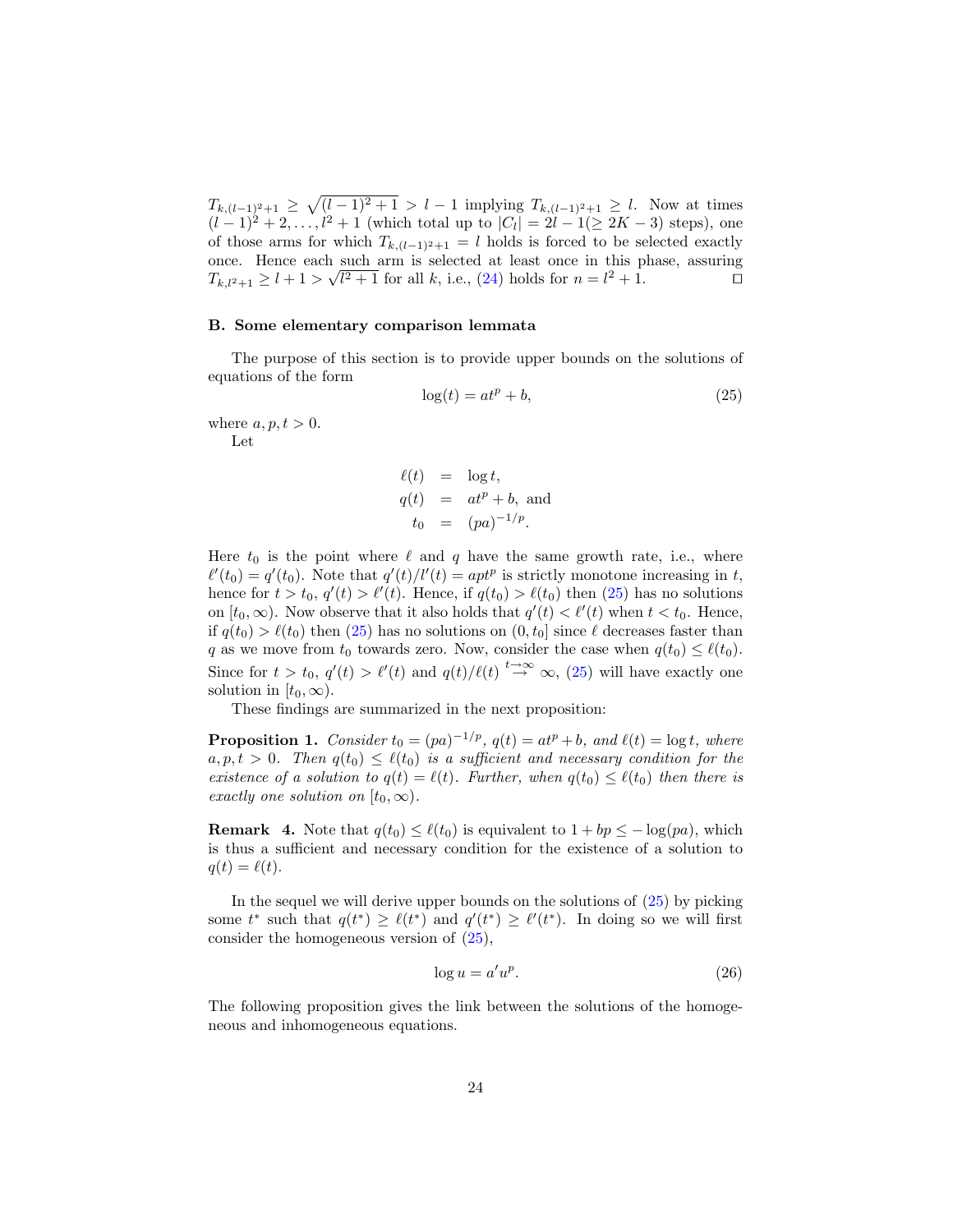$T_{k,(l-1)^2+1} \geq \sqrt{(l-1)^2+1} > l-1$ implying $T_{k,(l-1)^2+1} \geq l$. Now at times $(l-1)^2+2, \ldots, l^2+1$ (which total up to $|C_l| = 2l-1(\geq 2K-3)$ steps), one of those arms for which $T_{k,(l-1)^2+1} = l$ holds is forced to be selected exactly once. Hence each such arm is selected at least once in this phase, assuring $T_{k,l^2+1} \geq l+1 > \sqrt{l^2+1}$ for all $k$, i.e., (24) holds for $n = l^2+1$. ◻

## B. Some elementary comparison lemmata

The purpose of this section is to provide upper bounds on the solutions of equations of the form

$$\log(t) = at^p + b, \tag{25}$$

where $a, p, t > 0$.

Let

$$\begin{aligned} \ell(t) &= \log t, \\ q(t) &= at^p + b, \text{ and} \\ t_0 &= (pa)^{-1/p}. \end{aligned}$$

Here $t_0$ is the point where $\ell$ and $q$ have the same growth rate, i.e., where $\ell'(t_0) = q'(t_0)$. Note that $q'(t)/l'(t) = apt^p$ is strictly monotone increasing in $t$, hence for $t > t_0$, $q'(t) > \ell'(t)$. Hence, if $q(t_0) > \ell(t_0)$ then (25) has no solutions on $[t_0, \infty)$. Now observe that it also holds that $q'(t) < \ell'(t)$ when $t < t_0$. Hence, if $q(t_0) > \ell(t_0)$ then (25) has no solutions on $(0, t_0]$ since $\ell$ decreases faster than $q$ as we move from $t_0$ towards zero. Now, consider the case when $q(t_0) \leq \ell(t_0)$. Since for $t > t_0$, $q'(t) > \ell'(t)$ and $q(t)/\ell(t) \overset{t\to\infty}{\to} \infty$, (25) will have exactly one solution in $[t_0, \infty)$.

These findings are summarized in the next proposition:

**Proposition 1.** *Consider $t_0 = (pa)^{-1/p}$, $q(t) = at^p + b$, and $\ell(t) = \log t$, where $a, p, t > 0$. Then $q(t_0) \leq \ell(t_0)$ is a sufficient and necessary condition for the existence of a solution to $q(t) = \ell(t)$. Further, when $q(t_0) \leq \ell(t_0)$ then there is exactly one solution on $[t_0, \infty)$.*

**Remark 4.** Note that $q(t_0) \leq \ell(t_0)$ is equivalent to $1 + bp \leq -\log(pa)$, which is thus a sufficient and necessary condition for the existence of a solution to $q(t) = \ell(t)$.

In the sequel we will derive upper bounds on the solutions of (25) by picking some $t^*$ such that $q(t^*) \geq \ell(t^*)$ and $q'(t^*) \geq \ell'(t^*)$. In doing so we will first consider the homogeneous version of (25),

$$\log u = a'u^p. \tag{26}$$

The following proposition gives the link between the solutions of the homogeneous and inhomogeneous equations.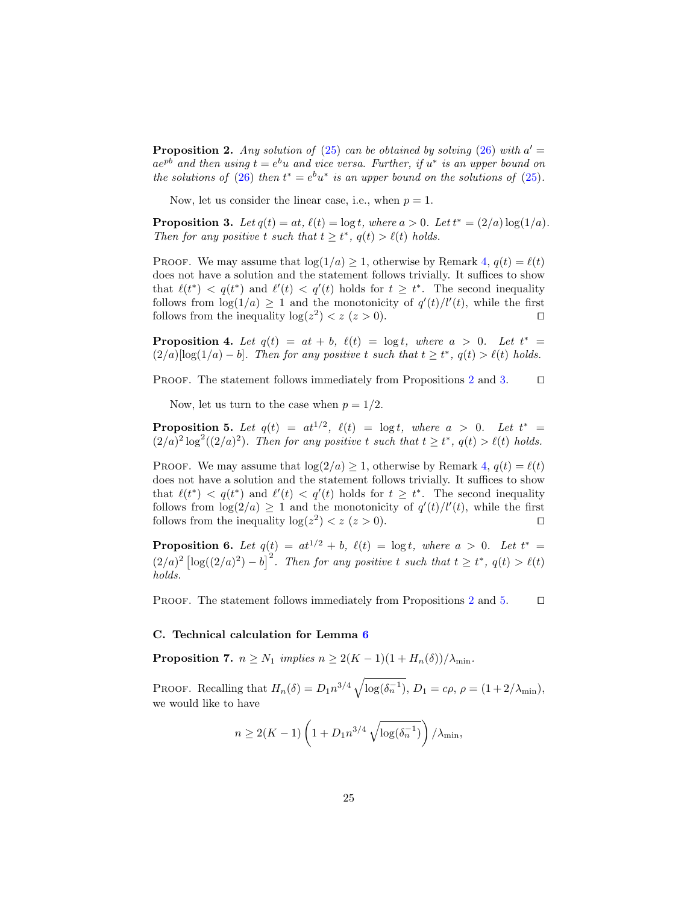**Proposition 2.** *Any solution of (25) can be obtained by solving (26) with $a' = ae^{pb}$ and then using $t = e^b u$ and vice versa. Further, if $u^*$ is an upper bound on the solutions of (26) then $t^* = e^b u^*$ is an upper bound on the solutions of (25).*

Now, let us consider the linear case, i.e., when $p = 1$.

**Proposition 3.** *Let $q(t) = at$, $\ell(t) = \log t$, where $a > 0$. Let $t^* = (2/a)\log(1/a)$. Then for any positive $t$ such that $t \geq t^*$, $q(t) > \ell(t)$ holds.*

Proof. We may assume that $\log(1/a) \geq 1$, otherwise by Remark 4, $q(t) = \ell(t)$ does not have a solution and the statement follows trivially. It suffices to show that $\ell(t^*) < q(t^*)$ and $\ell'(t) < q'(t)$ holds for $t \geq t^*$. The second inequality follows from $\log(1/a) \geq 1$ and the monotonicity of $q'(t)/l'(t)$, while the first follows from the inequality $\log(z^2) < z$ $(z > 0)$. □

**Proposition 4.** *Let $q(t) = at + b$, $\ell(t) = \log t$, where $a > 0$. Let $t^* = (2/a)[\log(1/a) - b]$. Then for any positive $t$ such that $t \geq t^*$, $q(t) > \ell(t)$ holds.*

Proof. The statement follows immediately from Propositions 2 and 3. □

Now, let us turn to the case when $p = 1/2$.

**Proposition 5.** *Let $q(t) = at^{1/2}$, $\ell(t) = \log t$, where $a > 0$. Let $t^* = (2/a)^2 \log^2((2/a)^2)$. Then for any positive $t$ such that $t \geq t^*$, $q(t) > \ell(t)$ holds.*

Proof. We may assume that $\log(2/a) \geq 1$, otherwise by Remark 4, $q(t) = \ell(t)$ does not have a solution and the statement follows trivially. It suffices to show that $\ell(t^*) < q(t^*)$ and $\ell'(t) < q'(t)$ holds for $t \geq t^*$. The second inequality follows from $\log(2/a) \geq 1$ and the monotonicity of $q'(t)/l'(t)$, while the first follows from the inequality $\log(z^2) < z$ $(z > 0)$. □

**Proposition 6.** *Let $q(t) = at^{1/2} + b$, $\ell(t) = \log t$, where $a > 0$. Let $t^* = (2/a)^2 \left[\log((2/a)^2) - b\right]^2$. Then for any positive $t$ such that $t \geq t^*$, $q(t) > \ell(t)$ holds.*

Proof. The statement follows immediately from Propositions 2 and 5. □

### C. Technical calculation for Lemma 6

**Proposition 7.** *$n \geq N_1$ implies $n \geq 2(K-1)(1 + H_n(\delta))/\lambda_{\min}$.*

Proof. Recalling that $H_n(\delta) = D_1 n^{3/4} \sqrt{\log(\delta_n^{-1})}$, $D_1 = c\rho$, $\rho = (1 + 2/\lambda_{\min})$, we would like to have

$$n \geq 2(K-1)\left(1 + D_1 n^{3/4} \sqrt{\log(\delta_n^{-1})}\right)/\lambda_{\min},$$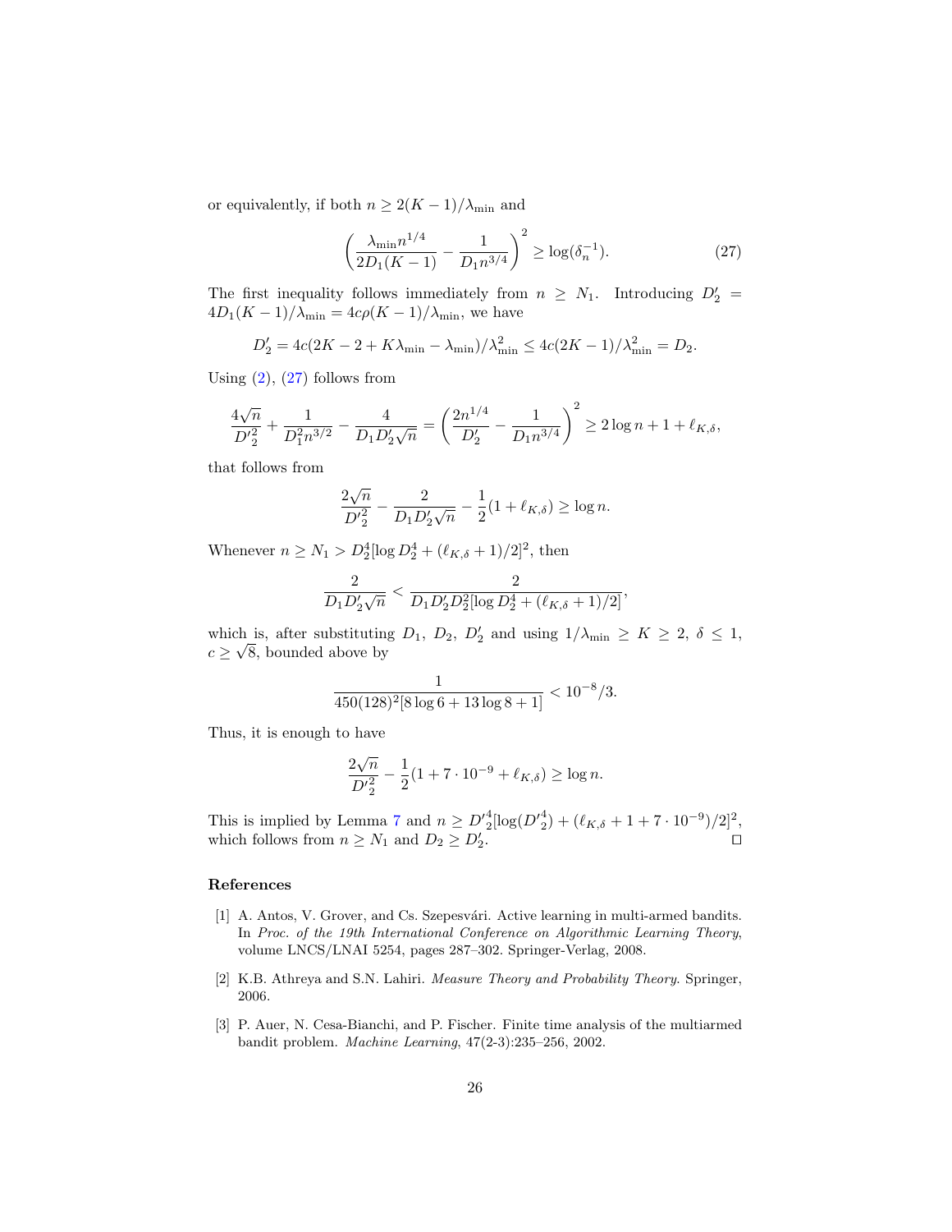or equivalently, if both $n \geq 2(K-1)/\lambda_{\min}$ and

$$\left( \frac{\lambda_{\min} n^{1/4}}{2D_1(K-1)} - \frac{1}{D_1 n^{3/4}} \right)^2 \geq \log(\delta_n^{-1}). \tag{27}$$

The first inequality follows immediately from $n \geq N_1$. Introducing $D_2' = 4D_1(K-1)/\lambda_{\min} = 4c\rho(K-1)/\lambda_{\min}$, we have

$$D_2' = 4c(2K - 2 + K\lambda_{\min} - \lambda_{\min})/\lambda_{\min}^2 \leq 4c(2K-1)/\lambda_{\min}^2 = D_2.$$

Using (2), (27) follows from

$$\frac{4\sqrt{n}}{D_2'^2} + \frac{1}{D_1^2 n^{3/2}} - \frac{4}{D_1 D_2' \sqrt{n}} = \left( \frac{2n^{1/4}}{D_2'} - \frac{1}{D_1 n^{3/4}} \right)^2 \geq 2\log n + 1 + \ell_{K,\delta},$$

that follows from

$$\frac{2\sqrt{n}}{D_2'^2} - \frac{2}{D_1 D_2' \sqrt{n}} - \frac{1}{2}(1 + \ell_{K,\delta}) \geq \log n.$$

Whenever $n \geq N_1 > D_2^4[\log D_2^4 + (\ell_{K,\delta}+1)/2]^2$, then

$$\frac{2}{D_1 D_2' \sqrt{n}} < \frac{2}{D_1 D_2' D_2^2 [\log D_2^4 + (\ell_{K,\delta}+1)/2]},$$

which is, after substituting $D_1$, $D_2$, $D_2'$ and using $1/\lambda_{\min} \geq K \geq 2$, $\delta \leq 1$, $c \geq \sqrt{8}$, bounded above by

$$\frac{1}{450(128)^2[8\log 6 + 13\log 8 + 1]} < 10^{-8}/3.$$

Thus, it is enough to have

$$\frac{2\sqrt{n}}{D_2'^2} - \frac{1}{2}(1 + 7 \cdot 10^{-9} + \ell_{K,\delta}) \geq \log n.$$

This is implied by Lemma 7 and $n \geq D_2'^4[\log(D_2'^4) + (\ell_{K,\delta} + 1 + 7 \cdot 10^{-9})/2]^2$, which follows from $n \geq N_1$ and $D_2 \geq D_2'$. $\square$

## References

[1] A. Antos, V. Grover, and Cs. Szepesvári. Active learning in multi-armed bandits. In *Proc. of the 19th International Conference on Algorithmic Learning Theory*, volume LNCS/LNAI 5254, pages 287–302. Springer-Verlag, 2008.

[2] K.B. Athreya and S.N. Lahiri. *Measure Theory and Probability Theory*. Springer, 2006.

[3] P. Auer, N. Cesa-Bianchi, and P. Fischer. Finite time analysis of the multiarmed bandit problem. *Machine Learning*, 47(2-3):235–256, 2002.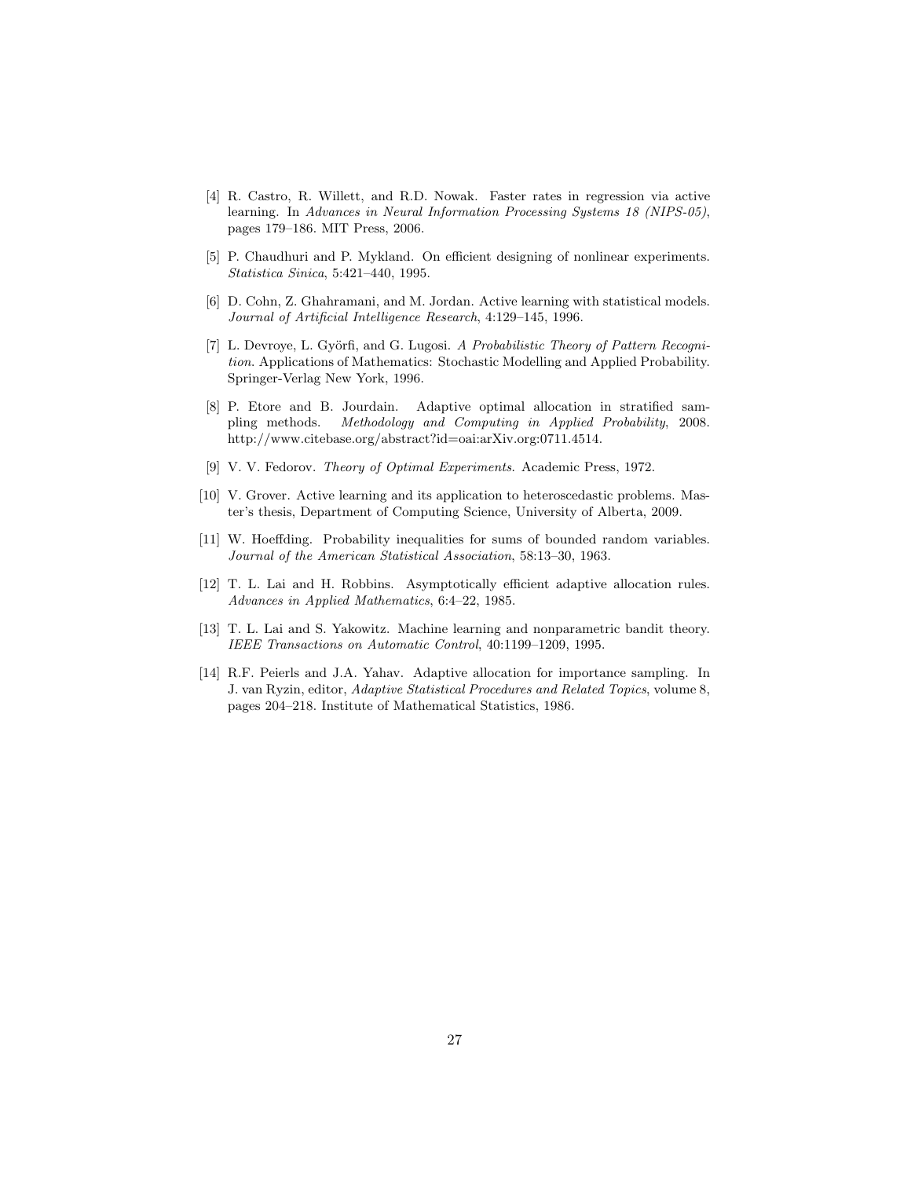[4] R. Castro, R. Willett, and R.D. Nowak. Faster rates in regression via active learning. In *Advances in Neural Information Processing Systems 18 (NIPS-05)*, pages 179–186. MIT Press, 2006.

[5] P. Chaudhuri and P. Mykland. On efficient designing of nonlinear experiments. *Statistica Sinica*, 5:421–440, 1995.

[6] D. Cohn, Z. Ghahramani, and M. Jordan. Active learning with statistical models. *Journal of Artificial Intelligence Research*, 4:129–145, 1996.

[7] L. Devroye, L. Györfi, and G. Lugosi. *A Probabilistic Theory of Pattern Recognition*. Applications of Mathematics: Stochastic Modelling and Applied Probability. Springer-Verlag New York, 1996.

[8] P. Etore and B. Jourdain. Adaptive optimal allocation in stratified sampling methods. *Methodology and Computing in Applied Probability*, 2008. http://www.citebase.org/abstract?id=oai:arXiv.org:0711.4514.

[9] V. V. Fedorov. *Theory of Optimal Experiments*. Academic Press, 1972.

[10] V. Grover. Active learning and its application to heteroscedastic problems. Master's thesis, Department of Computing Science, University of Alberta, 2009.

[11] W. Hoeffding. Probability inequalities for sums of bounded random variables. *Journal of the American Statistical Association*, 58:13–30, 1963.

[12] T. L. Lai and H. Robbins. Asymptotically efficient adaptive allocation rules. *Advances in Applied Mathematics*, 6:4–22, 1985.

[13] T. L. Lai and S. Yakowitz. Machine learning and nonparametric bandit theory. *IEEE Transactions on Automatic Control*, 40:1199–1209, 1995.

[14] R.F. Peierls and J.A. Yahav. Adaptive allocation for importance sampling. In J. van Ryzin, editor, *Adaptive Statistical Procedures and Related Topics*, volume 8, pages 204–218. Institute of Mathematical Statistics, 1986.